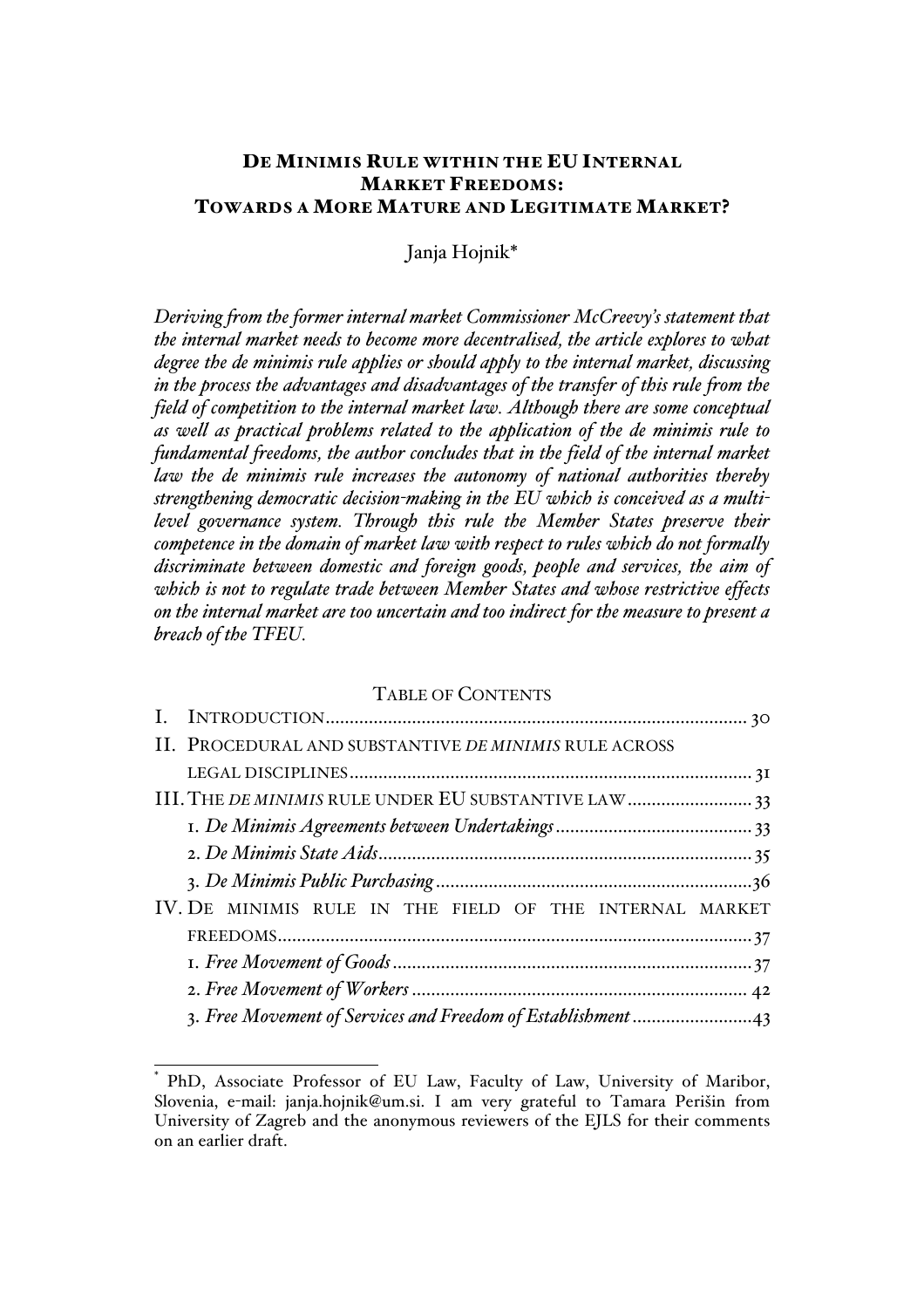# DE MINIMIS RULE WITHIN THE EU INTERNAL MARKET FREEDOMS: TOWARDS A MORE MATURE AND LEGITIMATE MARKET?

Janja Hojnik*

*Deriving from the former internal market Commissioner McCreevy's statement that the internal market needs to become more decentralised, the article explores to what degree the de minimis rule applies or should apply to the internal market, discussing in the process the advantages and disadvantages of the transfer of this rule from the field of competition to the internal market law. Although there are some conceptual as well as practical problems related to the application of the de minimis rule to fundamental freedoms, the author concludes that in the field of the internal market law the de minimis rule increases the autonomy of national authorities thereby strengthening democratic decision-making in the EU which is conceived as a multi-level governance system. Through this rule the Member States preserve their competence in the domain of market law with respect to rules which do not formally discriminate between domestic and foreign goods, people and services, the aim of which is not to regulate trade between Member States and whose restrictive effects on the internal market are too uncertain and too indirect for the measure to present a breach of the TFEU.*

## TABLE OF CONTENTS

I. INTRODUCTION ........ 30

II. PROCEDURAL AND SUBSTANTIVE *DE MINIMIS* RULE ACROSS LEGAL DISCIPLINES ........ 31

III. THE *DE MINIMIS* RULE UNDER EU SUBSTANTIVE LAW ........ 33

  1. *De Minimis Agreements between Undertakings* ........ 33
  2. *De Minimis State Aids* ........ 35
  3. *De Minimis Public Purchasing* ........ 36

IV. DE MINIMIS RULE IN THE FIELD OF THE INTERNAL MARKET FREEDOMS ........ 37

  1. *Free Movement of Goods* ........ 37
  2. *Free Movement of Workers* ........ 42
  3. *Free Movement of Services and Freedom of Establishment* ........ 43

---

\* PhD, Associate Professor of EU Law, Faculty of Law, University of Maribor, Slovenia, e-mail: janja.hojnik@um.si. I am very grateful to Tamara Perišin from University of Zagreb and the anonymous reviewers of the EJLS for their comments on an earlier draft.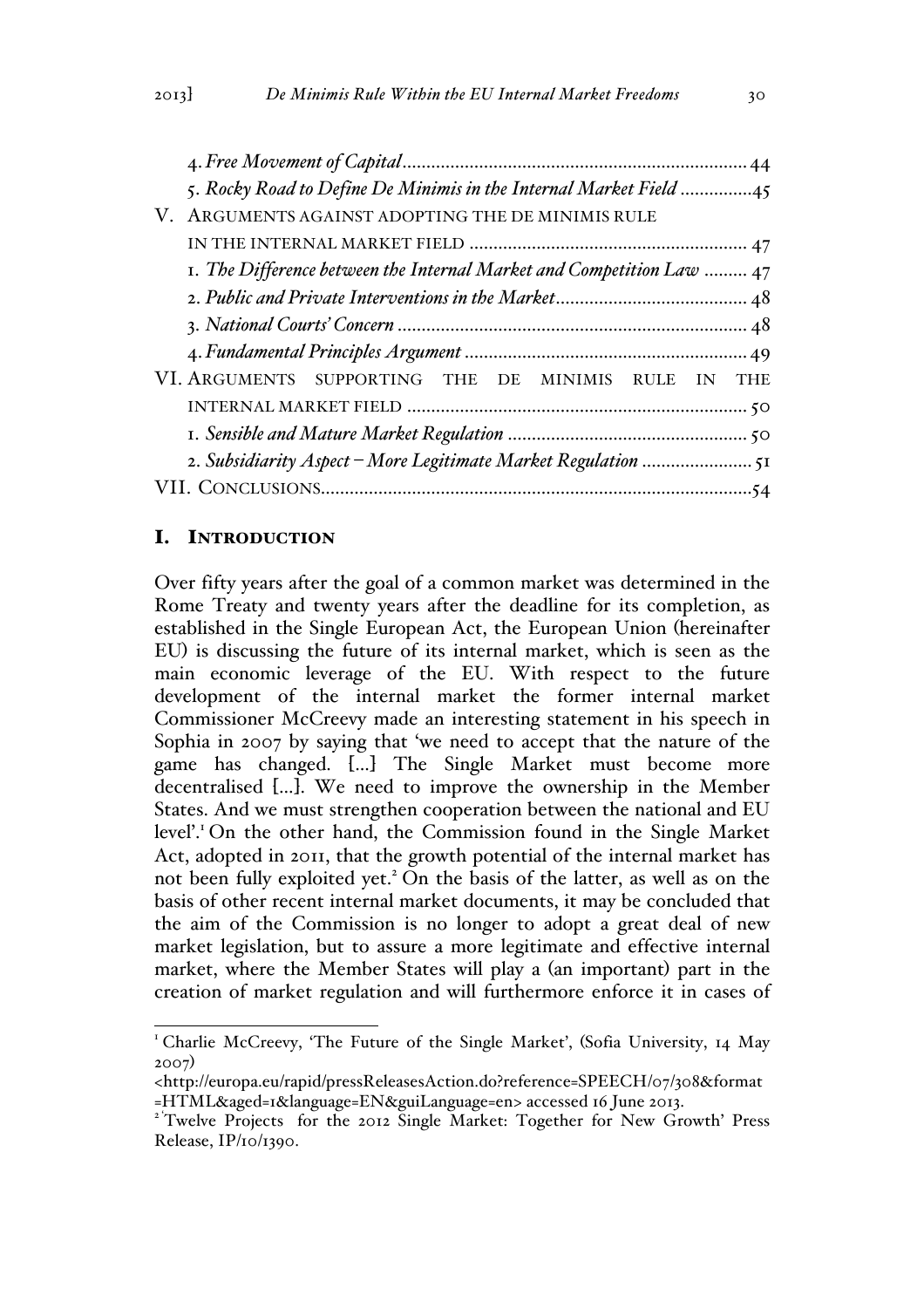4. *Free Movement of Capital* ........................................................................ 44
5. *Rocky Road to Define De Minimis in the Internal Market Field* ...............45

V. ARGUMENTS AGAINST ADOPTING THE DE MINIMIS RULE IN THE INTERNAL MARKET FIELD .......................................................... 47
1. *The Difference between the Internal Market and Competition Law* ......... 47
2. *Public and Private Interventions in the Market* ........................................ 48
3. *National Courts' Concern* ......................................................................... 48
4. *Fundamental Principles Argument* .......................................................... 49

VI. ARGUMENTS SUPPORTING THE DE MINIMIS RULE IN THE INTERNAL MARKET FIELD ....................................................................... 50
1. *Sensible and Mature Market Regulation* .................................................. 50
2. *Subsidiarity Aspect – More Legitimate Market Regulation* ....................... 51

VII. CONCLUSIONS.......................................................................................54

# I. INTRODUCTION

Over fifty years after the goal of a common market was determined in the Rome Treaty and twenty years after the deadline for its completion, as established in the Single European Act, the European Union (hereinafter EU) is discussing the future of its internal market, which is seen as the main economic leverage of the EU. With respect to the future development of the internal market the former internal market Commissioner McCreevy made an interesting statement in his speech in Sophia in 2007 by saying that 'we need to accept that the nature of the game has changed. [...] The Single Market must become more decentralised [...]. We need to improve the ownership in the Member States. And we must strengthen cooperation between the national and EU level'.[1] On the other hand, the Commission found in the Single Market Act, adopted in 2011, that the growth potential of the internal market has not been fully exploited yet.[2] On the basis of the latter, as well as on the basis of other recent internal market documents, it may be concluded that the aim of the Commission is no longer to adopt a great deal of new market legislation, but to assure a more legitimate and effective internal market, where the Member States will play a (an important) part in the creation of market regulation and will furthermore enforce it in cases of

---

[1] Charlie McCreevy, 'The Future of the Single Market', (Sofia University, 14 May 2007) <http://europa.eu/rapid/pressReleasesAction.do?reference=SPEECH/07/308&format=HTML&aged=1&language=EN&guiLanguage=en> accessed 16 June 2013.

[2] 'Twelve Projects for the 2012 Single Market: Together for New Growth' Press Release, IP/10/1390.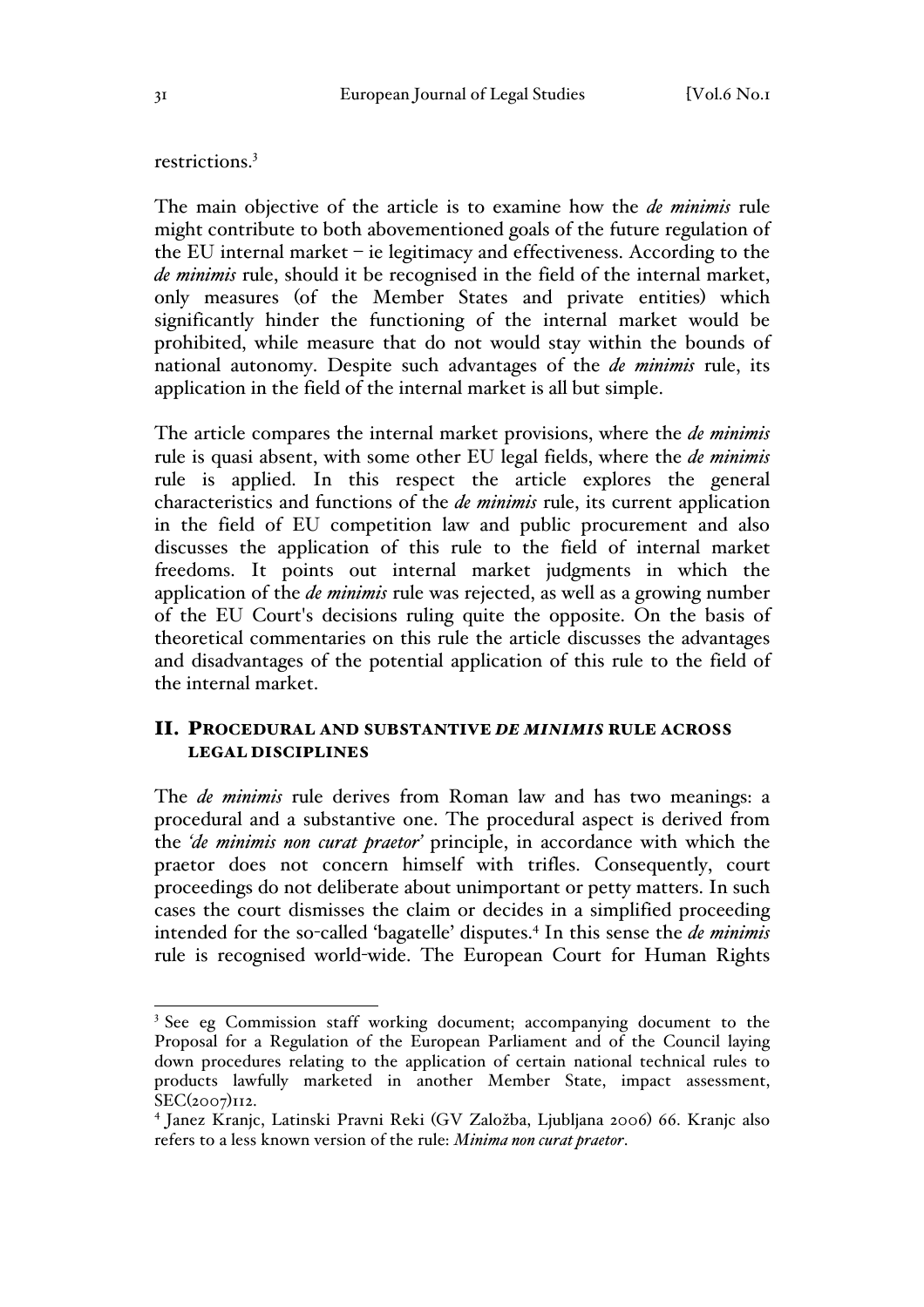restrictions.[3]

The main objective of the article is to examine how the *de minimis* rule might contribute to both abovementioned goals of the future regulation of the EU internal market – ie legitimacy and effectiveness. According to the *de minimis* rule, should it be recognised in the field of the internal market, only measures (of the Member States and private entities) which significantly hinder the functioning of the internal market would be prohibited, while measure that do not would stay within the bounds of national autonomy. Despite such advantages of the *de minimis* rule, its application in the field of the internal market is all but simple.

The article compares the internal market provisions, where the *de minimis* rule is quasi absent, with some other EU legal fields, where the *de minimis* rule is applied. In this respect the article explores the general characteristics and functions of the *de minimis* rule, its current application in the field of EU competition law and public procurement and also discusses the application of this rule to the field of internal market freedoms. It points out internal market judgments in which the application of the *de minimis* rule was rejected, as well as a growing number of the EU Court's decisions ruling quite the opposite. On the basis of theoretical commentaries on this rule the article discusses the advantages and disadvantages of the potential application of this rule to the field of the internal market.

## II. PROCEDURAL AND SUBSTANTIVE *DE MINIMIS* RULE ACROSS LEGAL DISCIPLINES

The *de minimis* rule derives from Roman law and has two meanings: a procedural and a substantive one. The procedural aspect is derived from the *'de minimis non curat praetor'* principle, in accordance with which the praetor does not concern himself with trifles. Consequently, court proceedings do not deliberate about unimportant or petty matters. In such cases the court dismisses the claim or decides in a simplified proceeding intended for the so-called 'bagatelle' disputes.[4] In this sense the *de minimis* rule is recognised world-wide. The European Court for Human Rights

---

[3] See eg Commission staff working document; accompanying document to the Proposal for a Regulation of the European Parliament and of the Council laying down procedures relating to the application of certain national technical rules to products lawfully marketed in another Member State, impact assessment, SEC(2007)112.

[4] Janez Kranjc, Latinski Pravni Reki (GV Založba, Ljubljana 2006) 66. Kranjc also refers to a less known version of the rule: *Minima non curat praetor*.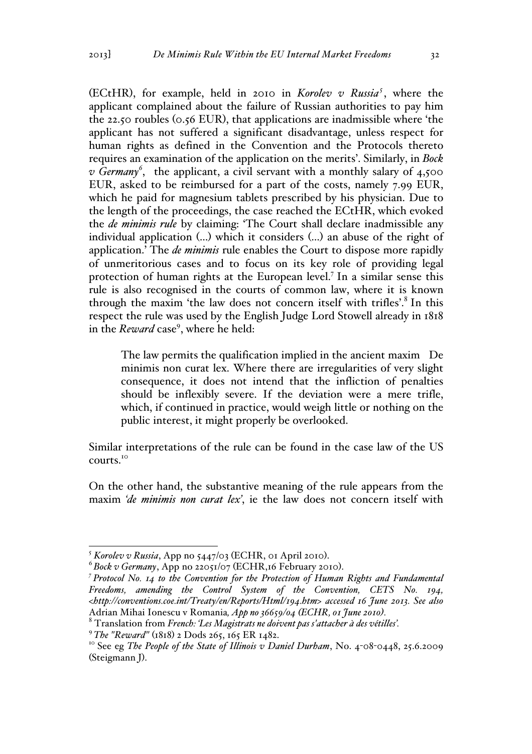(ECtHR), for example, held in 2010 in *Korolev v Russia*[5], where the applicant complained about the failure of Russian authorities to pay him the 22.50 roubles (0.56 EUR), that applications are inadmissible where 'the applicant has not suffered a significant disadvantage, unless respect for human rights as defined in the Convention and the Protocols thereto requires an examination of the application on the merits'. Similarly, in *Bock v Germany*[6], the applicant, a civil servant with a monthly salary of 4,500 EUR, asked to be reimbursed for a part of the costs, namely 7.99 EUR, which he paid for magnesium tablets prescribed by his physician. Due to the length of the proceedings, the case reached the ECtHR, which evoked the *de minimis rule* by claiming: 'The Court shall declare inadmissible any individual application (...) which it considers (...) an abuse of the right of application.' The *de minimis* rule enables the Court to dispose more rapidly of unmeritorious cases and to focus on its key role of providing legal protection of human rights at the European level.[7] In a similar sense this rule is also recognised in the courts of common law, where it is known through the maxim 'the law does not concern itself with trifles'.[8] In this respect the rule was used by the English Judge Lord Stowell already in 1818 in the *Reward* case[9], where he held:

> The law permits the qualification implied in the ancient maxim De minimis non curat lex. Where there are irregularities of very slight consequence, it does not intend that the infliction of penalties should be inflexibly severe. If the deviation were a mere trifle, which, if continued in practice, would weigh little or nothing on the public interest, it might properly be overlooked.

Similar interpretations of the rule can be found in the case law of the US courts.[10]

On the other hand, the substantive meaning of the rule appears from the maxim *'de minimis non curat lex'*, ie the law does not concern itself with

---

[5] *Korolev v Russia*, App no 5447/03 (ECHR, 01 April 2010).

[6] *Bock v Germany*, App no 22051/07 (ECHR,16 February 2010).

[7] *Protocol No. 14 to the Convention for the Protection of Human Rights and Fundamental Freedoms, amending the Control System of the Convention, CETS No. 194, <http://conventions.coe.int/Treaty/en/Reports/Html/194.htm> accessed 16 June 2013. See also* Adrian Mihai Ionescu v Romania*, App no 36659/04 (ECHR, 01 June 2010).*

[8] Translation from *French: 'Les Magistrats ne doivent pas s'attacher à des vétilles'.*

[9] *The "Reward"* (1818) 2 Dods 265, 165 ER 1482.

[10] See eg *The People of the State of Illinois v Daniel Durham*, No. 4-08-0448, 25.6.2009 (Steigmann J).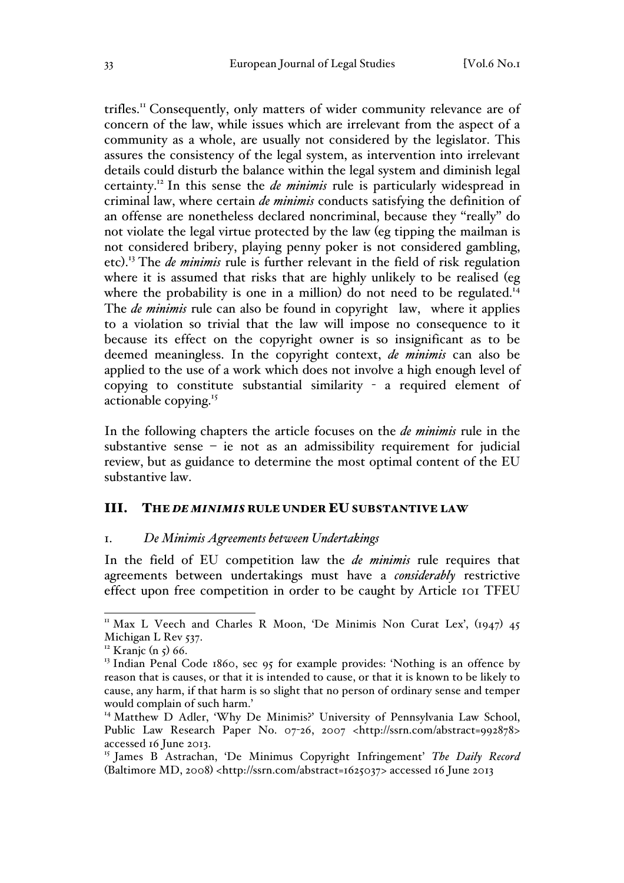trifles.[11] Consequently, only matters of wider community relevance are of concern of the law, while issues which are irrelevant from the aspect of a community as a whole, are usually not considered by the legislator. This assures the consistency of the legal system, as intervention into irrelevant details could disturb the balance within the legal system and diminish legal certainty.[12] In this sense the *de minimis* rule is particularly widespread in criminal law, where certain *de minimis* conducts satisfying the definition of an offense are nonetheless declared noncriminal, because they "really" do not violate the legal virtue protected by the law (eg tipping the mailman is not considered bribery, playing penny poker is not considered gambling, etc).[13] The *de minimis* rule is further relevant in the field of risk regulation where it is assumed that risks that are highly unlikely to be realised (eg where the probability is one in a million) do not need to be regulated.[14] The *de minimis* rule can also be found in copyright law, where it applies to a violation so trivial that the law will impose no consequence to it because its effect on the copyright owner is so insignificant as to be deemed meaningless. In the copyright context, *de minimis* can also be applied to the use of a work which does not involve a high enough level of copying to constitute substantial similarity - a required element of actionable copying.[15]

In the following chapters the article focuses on the *de minimis* rule in the substantive sense – ie not as an admissibility requirement for judicial review, but as guidance to determine the most optimal content of the EU substantive law.

## III. THE *DE MINIMIS* RULE UNDER EU SUBSTANTIVE LAW

### 1. *De Minimis Agreements between Undertakings*

In the field of EU competition law the *de minimis* rule requires that agreements between undertakings must have a *considerably* restrictive effect upon free competition in order to be caught by Article 101 TFEU

---

[11] Max L Veech and Charles R Moon, 'De Minimis Non Curat Lex', (1947) 45 Michigan L Rev 537.

[12] Kranjc (n 5) 66.

[13] Indian Penal Code 1860, sec 95 for example provides: 'Nothing is an offence by reason that is causes, or that it is intended to cause, or that it is known to be likely to cause, any harm, if that harm is so slight that no person of ordinary sense and temper would complain of such harm.'

[14] Matthew D Adler, 'Why De Minimis?' University of Pennsylvania Law School, Public Law Research Paper No. 07-26, 2007 <http://ssrn.com/abstract=992878> accessed 16 June 2013.

[15] James B Astrachan, 'De Minimus Copyright Infringement' *The Daily Record* (Baltimore MD, 2008) <http://ssrn.com/abstract=1625037> accessed 16 June 2013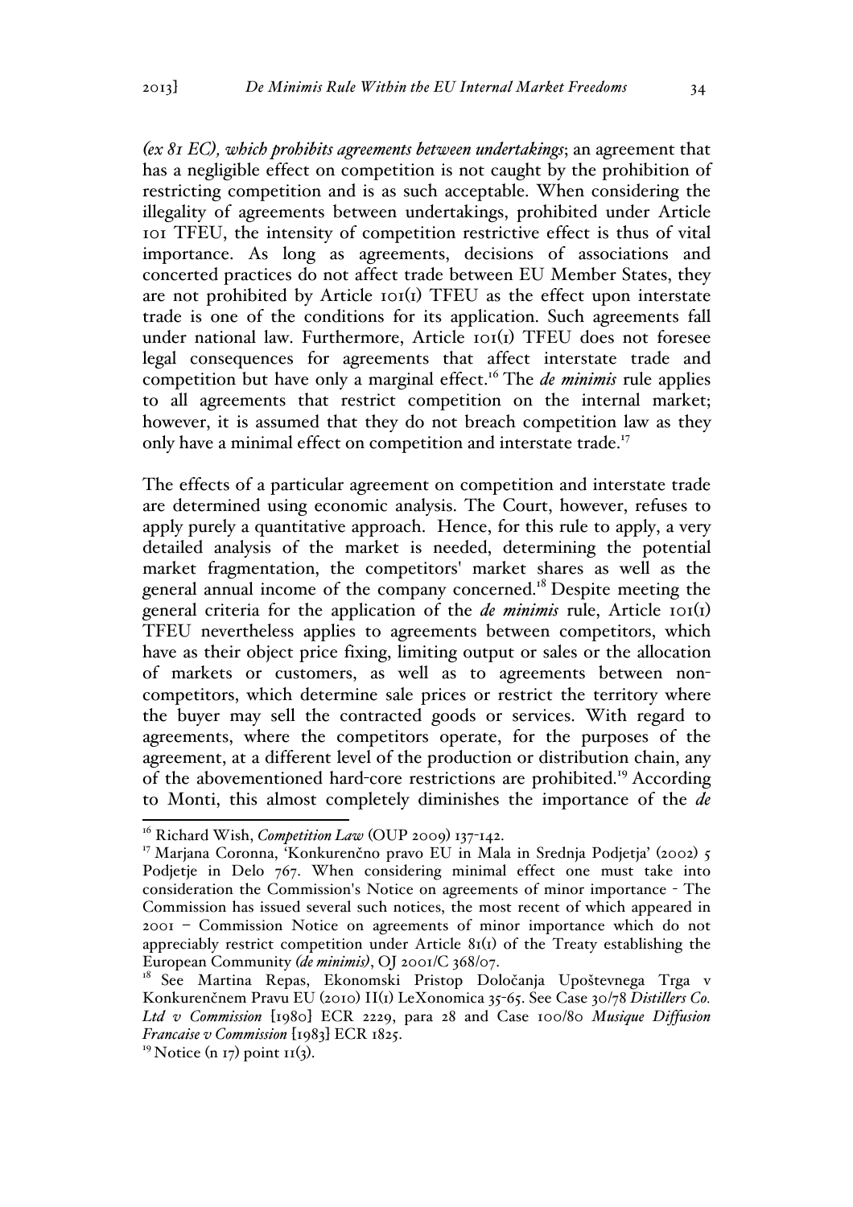*(ex 81 EC), which prohibits agreements between undertakings*; an agreement that has a negligible effect on competition is not caught by the prohibition of restricting competition and is as such acceptable. When considering the illegality of agreements between undertakings, prohibited under Article 101 TFEU, the intensity of competition restrictive effect is thus of vital importance. As long as agreements, decisions of associations and concerted practices do not affect trade between EU Member States, they are not prohibited by Article 101(1) TFEU as the effect upon interstate trade is one of the conditions for its application. Such agreements fall under national law. Furthermore, Article 101(1) TFEU does not foresee legal consequences for agreements that affect interstate trade and competition but have only a marginal effect.[16] The *de minimis* rule applies to all agreements that restrict competition on the internal market; however, it is assumed that they do not breach competition law as they only have a minimal effect on competition and interstate trade.[17]

The effects of a particular agreement on competition and interstate trade are determined using economic analysis. The Court, however, refuses to apply purely a quantitative approach. Hence, for this rule to apply, a very detailed analysis of the market is needed, determining the potential market fragmentation, the competitors' market shares as well as the general annual income of the company concerned.[18] Despite meeting the general criteria for the application of the *de minimis* rule, Article 101(1) TFEU nevertheless applies to agreements between competitors, which have as their object price fixing, limiting output or sales or the allocation of markets or customers, as well as to agreements between non-competitors, which determine sale prices or restrict the territory where the buyer may sell the contracted goods or services. With regard to agreements, where the competitors operate, for the purposes of the agreement, at a different level of the production or distribution chain, any of the abovementioned hard-core restrictions are prohibited.[19] According to Monti, this almost completely diminishes the importance of the *de*

---

[16] Richard Wish, *Competition Law* (OUP 2009) 137-142.

[17] Marjana Coronna, 'Konkurenčno pravo EU in Mala in Srednja Podjetja' (2002) 5 Podjetje in Delo 767. When considering minimal effect one must take into consideration the Commission's Notice on agreements of minor importance - The Commission has issued several such notices, the most recent of which appeared in 2001 – Commission Notice on agreements of minor importance which do not appreciably restrict competition under Article 81(1) of the Treaty establishing the European Community *(de minimis)*, OJ 2001/C 368/07.

[18] See Martina Repas, Ekonomski Pristop Določanja Upoštevnega Trga v Konkurenčnem Pravu EU (2010) II(1) LeXonomica 35-65. See Case 30/78 *Distillers Co. Ltd v Commission* [1980] ECR 2229, para 28 and Case 100/80 *Musique Diffusion Francaise v Commission* [1983] ECR 1825.

[19] Notice (n 17) point 11(3).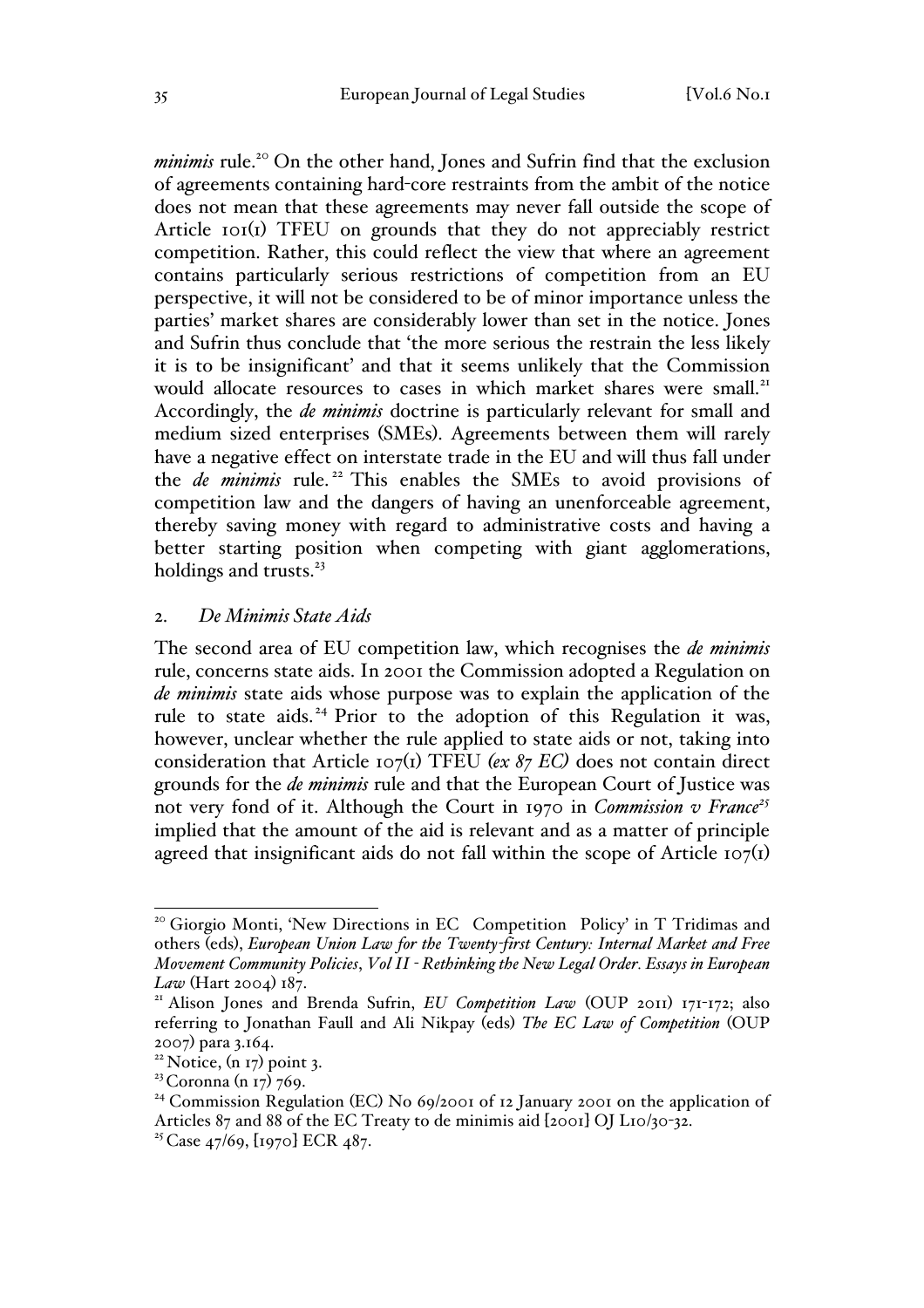*minimis* rule.[20] On the other hand, Jones and Sufrin find that the exclusion of agreements containing hard-core restraints from the ambit of the notice does not mean that these agreements may never fall outside the scope of Article 101(1) TFEU on grounds that they do not appreciably restrict competition. Rather, this could reflect the view that where an agreement contains particularly serious restrictions of competition from an EU perspective, it will not be considered to be of minor importance unless the parties' market shares are considerably lower than set in the notice. Jones and Sufrin thus conclude that 'the more serious the restrain the less likely it is to be insignificant' and that it seems unlikely that the Commission would allocate resources to cases in which market shares were small.[21] Accordingly, the *de minimis* doctrine is particularly relevant for small and medium sized enterprises (SMEs). Agreements between them will rarely have a negative effect on interstate trade in the EU and will thus fall under the *de minimis* rule.[22] This enables the SMEs to avoid provisions of competition law and the dangers of having an unenforceable agreement, thereby saving money with regard to administrative costs and having a better starting position when competing with giant agglomerations, holdings and trusts.[23]

## 2. *De Minimis State Aids*

The second area of EU competition law, which recognises the *de minimis* rule, concerns state aids. In 2001 the Commission adopted a Regulation on *de minimis* state aids whose purpose was to explain the application of the rule to state aids.[24] Prior to the adoption of this Regulation it was, however, unclear whether the rule applied to state aids or not, taking into consideration that Article 107(1) TFEU *(ex 87 EC)* does not contain direct grounds for the *de minimis* rule and that the European Court of Justice was not very fond of it. Although the Court in 1970 in *Commission v France*[25] implied that the amount of the aid is relevant and as a matter of principle agreed that insignificant aids do not fall within the scope of Article 107(1)

---

[20] Giorgio Monti, 'New Directions in EC Competition Policy' in T Tridimas and others (eds), *European Union Law for the Twenty-first Century: Internal Market and Free Movement Community Policies*, *Vol II - Rethinking the New Legal Order. Essays in European Law* (Hart 2004) 187.

[21] Alison Jones and Brenda Sufrin, *EU Competition Law* (OUP 2011) 171-172; also referring to Jonathan Faull and Ali Nikpay (eds) *The EC Law of Competition* (OUP 2007) para 3.164.

[22] Notice, (n 17) point 3.

[23] Coronna (n 17) 769.

[24] Commission Regulation (EC) No 69/2001 of 12 January 2001 on the application of Articles 87 and 88 of the EC Treaty to de minimis aid [2001] OJ L10/30-32.

[25] Case 47/69, [1970] ECR 487.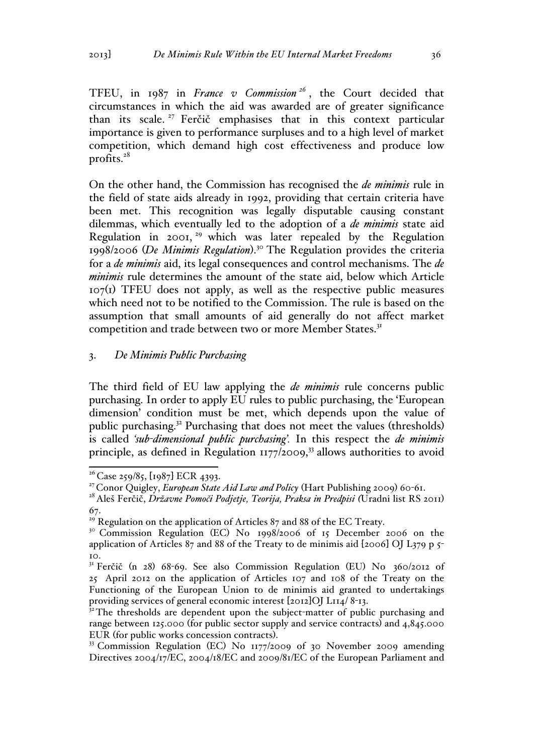TFEU, in 1987 in *France v Commission*[26], the Court decided that circumstances in which the aid was awarded are of greater significance than its scale.[27] Ferčič emphasises that in this context particular importance is given to performance surpluses and to a high level of market competition, which demand high cost effectiveness and produce low profits.[28]

On the other hand, the Commission has recognised the *de minimis* rule in the field of state aids already in 1992, providing that certain criteria have been met. This recognition was legally disputable causing constant dilemmas, which eventually led to the adoption of a *de minimis* state aid Regulation in 2001,[29] which was later repealed by the Regulation 1998/2006 (*De Minimis Regulation*).[30] The Regulation provides the criteria for a *de minimis* aid, its legal consequences and control mechanisms. The *de minimis* rule determines the amount of the state aid, below which Article 107(1) TFEU does not apply, as well as the respective public measures which need not to be notified to the Commission. The rule is based on the assumption that small amounts of aid generally do not affect market competition and trade between two or more Member States.[31]

### 3. *De Minimis Public Purchasing*

The third field of EU law applying the *de minimis* rule concerns public purchasing. In order to apply EU rules to public purchasing, the 'European dimension' condition must be met, which depends upon the value of public purchasing.[32] Purchasing that does not meet the values (thresholds) is called *'sub-dimensional public purchasing'.* In this respect the *de minimis* principle, as defined in Regulation 1177/2009,[33] allows authorities to avoid

---

[26] Case 259/85, [1987] ECR 4393.

[27] Conor Quigley, *European State Aid Law and Policy* (Hart Publishing 2009) 60-61.

[28] Aleš Ferčič, *Državne Pomoči Podjetje, Teorija, Praksa in Predpisi (*Uradni list RS 2011) 67.

[29] Regulation on the application of Articles 87 and 88 of the EC Treaty.

[30] Commission Regulation (EC) No 1998/2006 of 15 December 2006 on the application of Articles 87 and 88 of the Treaty to de minimis aid [2006] OJ L379 p 5-10.

[31] Ferčič (n 28) 68-69. See also Commission Regulation (EU) No 360/2012 of 25 April 2012 on the application of Articles 107 and 108 of the Treaty on the Functioning of the European Union to de minimis aid granted to undertakings providing services of general economic interest [2012]OJ L114/ 8-13.

[32] The thresholds are dependent upon the subject-matter of public purchasing and range between 125.000 (for public sector supply and service contracts) and 4,845.000 EUR (for public works concession contracts).

[33] Commission Regulation (EC) No 1177/2009 of 30 November 2009 amending Directives 2004/17/EC, 2004/18/EC and 2009/81/EC of the European Parliament and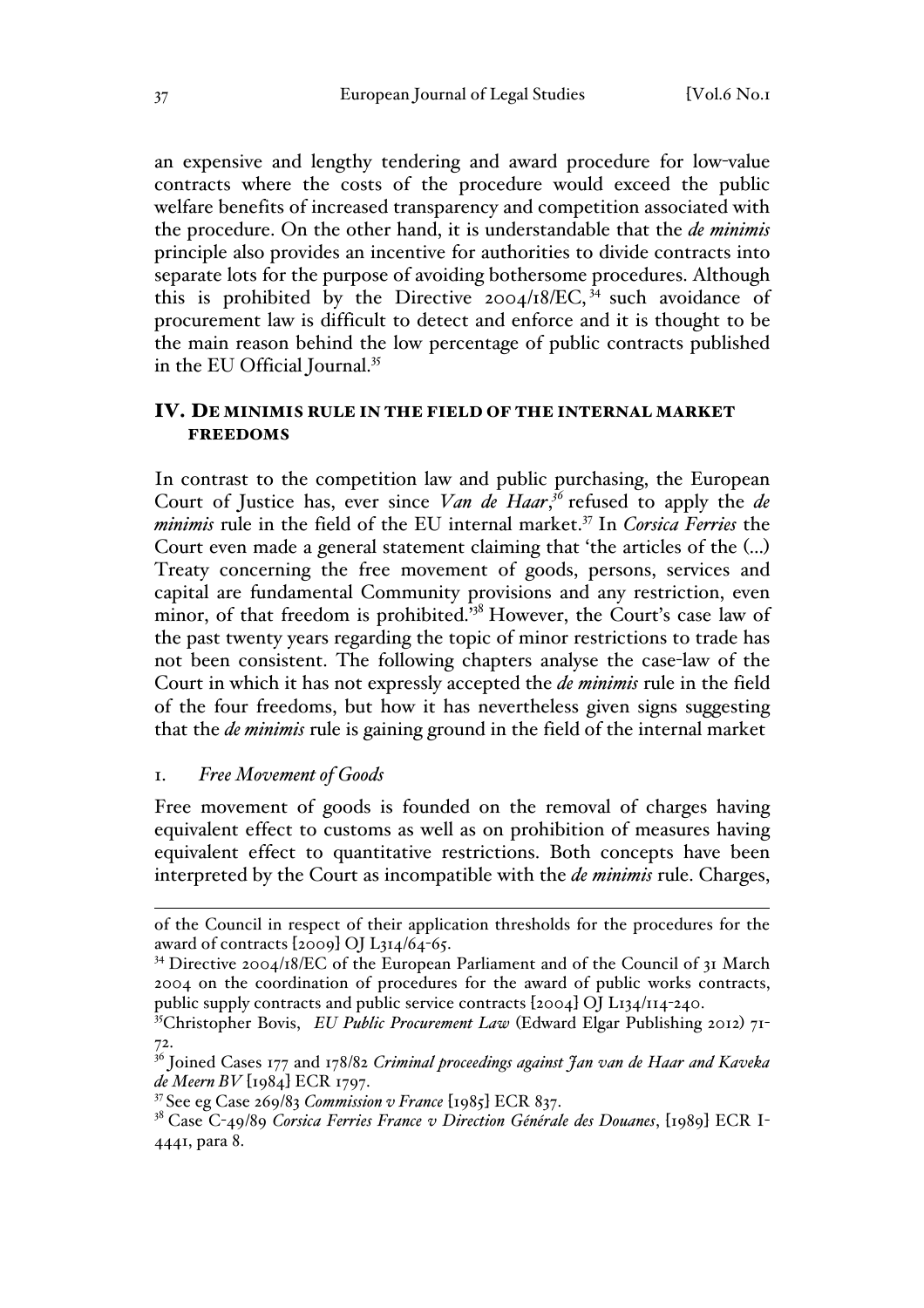an expensive and lengthy tendering and award procedure for low-value contracts where the costs of the procedure would exceed the public welfare benefits of increased transparency and competition associated with the procedure. On the other hand, it is understandable that the *de minimis* principle also provides an incentive for authorities to divide contracts into separate lots for the purpose of avoiding bothersome procedures. Although this is prohibited by the Directive 2004/18/EC,[34] such avoidance of procurement law is difficult to detect and enforce and it is thought to be the main reason behind the low percentage of public contracts published in the EU Official Journal.[35]

## IV. DE MINIMIS RULE IN THE FIELD OF THE INTERNAL MARKET FREEDOMS

In contrast to the competition law and public purchasing, the European Court of Justice has, ever since *Van de Haar*,[36] refused to apply the *de minimis* rule in the field of the EU internal market.[37] In *Corsica Ferries* the Court even made a general statement claiming that 'the articles of the (...) Treaty concerning the free movement of goods, persons, services and capital are fundamental Community provisions and any restriction, even minor, of that freedom is prohibited.'[38] However, the Court's case law of the past twenty years regarding the topic of minor restrictions to trade has not been consistent. The following chapters analyse the case-law of the Court in which it has not expressly accepted the *de minimis* rule in the field of the four freedoms, but how it has nevertheless given signs suggesting that the *de minimis* rule is gaining ground in the field of the internal market

### 1. *Free Movement of Goods*

Free movement of goods is founded on the removal of charges having equivalent effect to customs as well as on prohibition of measures having equivalent effect to quantitative restrictions. Both concepts have been interpreted by the Court as incompatible with the *de minimis* rule. Charges,

---

of the Council in respect of their application thresholds for the procedures for the award of contracts [2009] OJ L314/64-65.

[34] Directive 2004/18/EC of the European Parliament and of the Council of 31 March 2004 on the coordination of procedures for the award of public works contracts, public supply contracts and public service contracts [2004] OJ L134/114-240.

[35] Christopher Bovis, *EU Public Procurement Law* (Edward Elgar Publishing 2012) 71-72.

[36] Joined Cases 177 and 178/82 *Criminal proceedings against Jan van de Haar and Kaveka de Meern BV* [1984] ECR 1797.

[37] See eg Case 269/83 *Commission v France* [1985] ECR 837.

[38] Case C-49/89 *Corsica Ferries France v Direction Générale des Douanes*, [1989] ECR I-4441, para 8.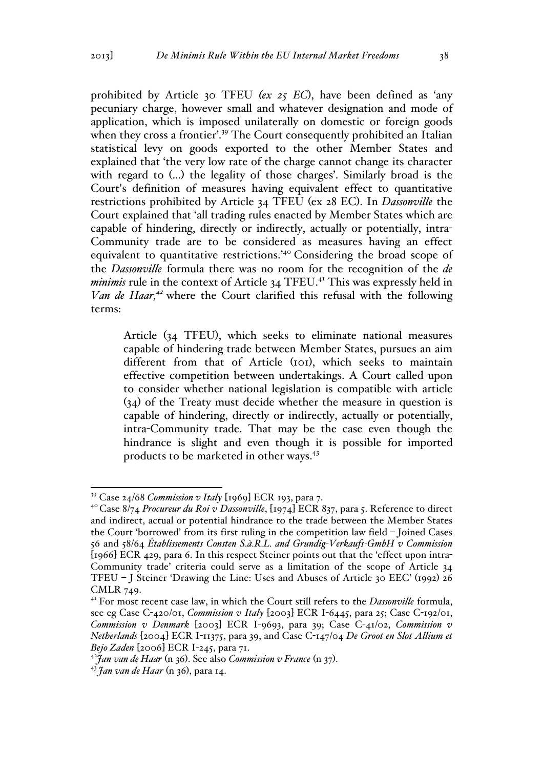prohibited by Article 30 TFEU *(ex 25 EC)*, have been defined as 'any pecuniary charge, however small and whatever designation and mode of application, which is imposed unilaterally on domestic or foreign goods when they cross a frontier'.[39] The Court consequently prohibited an Italian statistical levy on goods exported to the other Member States and explained that 'the very low rate of the charge cannot change its character with regard to (...) the legality of those charges'. Similarly broad is the Court's definition of measures having equivalent effect to quantitative restrictions prohibited by Article 34 TFEU (ex 28 EC). In *Dassonville* the Court explained that 'all trading rules enacted by Member States which are capable of hindering, directly or indirectly, actually or potentially, intra-Community trade are to be considered as measures having an effect equivalent to quantitative restrictions.'[40] Considering the broad scope of the *Dassonville* formula there was no room for the recognition of the *de minimis* rule in the context of Article 34 TFEU.[41] This was expressly held in *Van de Haar,*[42] where the Court clarified this refusal with the following terms:

> Article (34 TFEU), which seeks to eliminate national measures capable of hindering trade between Member States, pursues an aim different from that of Article (101), which seeks to maintain effective competition between undertakings. A Court called upon to consider whether national legislation is compatible with article (34) of the Treaty must decide whether the measure in question is capable of hindering, directly or indirectly, actually or potentially, intra-Community trade. That may be the case even though the hindrance is slight and even though it is possible for imported products to be marketed in other ways.[43]

---

[39] Case 24/68 *Commission v Italy* [1969] ECR 193, para 7.

[40] Case 8/74 *Procureur du Roi v Dassonville*, [1974] ECR 837, para 5. Reference to direct and indirect, actual or potential hindrance to the trade between the Member States the Court 'borrowed' from its first ruling in the competition law field – Joined Cases 56 and 58/64 *Établissements Consten S.à.R.L. and Grundig-Verkaufs-GmbH v Commission* [1966] ECR 429, para 6. In this respect Steiner points out that the 'effect upon intra-Community trade' criteria could serve as a limitation of the scope of Article 34 TFEU – J Steiner 'Drawing the Line: Uses and Abuses of Article 30 EEC' (1992) 26 CMLR 749.

[41] For most recent case law, in which the Court still refers to the *Dassonville* formula, see eg Case C-420/01, *Commission v Italy* [2003] ECR I-6445, para 25; Case C-192/01, *Commission v Denmark* [2003] ECR I-9693, para 39; Case C-41/02, *Commission v Netherlands* [2004] ECR I-11375, para 39, and Case C-147/04 *De Groot en Slot Allium et Bejo Zaden* [2006] ECR I-245, para 71.

[42] *Jan van de Haar* (n 36). See also *Commission v France* (n 37).

[43] *Jan van de Haar* (n 36), para 14.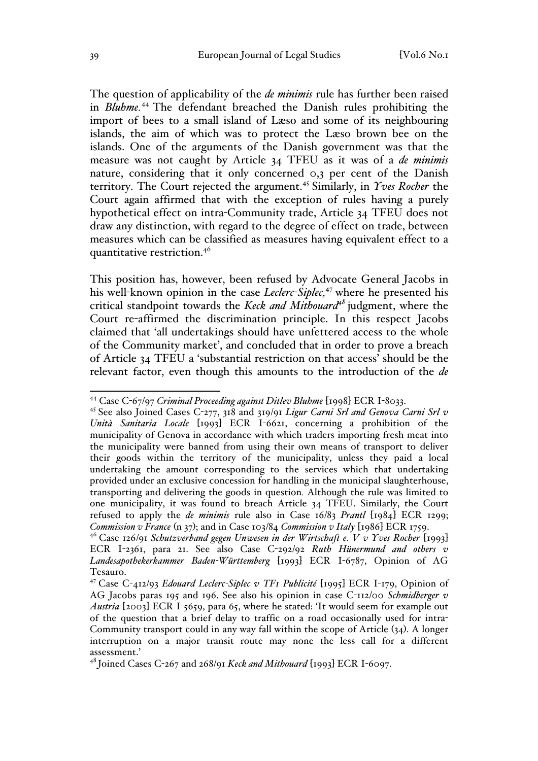The question of applicability of the *de minimis* rule has further been raised in *Bluhme.*[44] The defendant breached the Danish rules prohibiting the import of bees to a small island of Læso and some of its neighbouring islands, the aim of which was to protect the Læso brown bee on the islands. One of the arguments of the Danish government was that the measure was not caught by Article 34 TFEU as it was of a *de minimis* nature, considering that it only concerned 0,3 per cent of the Danish territory. The Court rejected the argument.[45] Similarly, in *Yves Rocher* the Court again affirmed that with the exception of rules having a purely hypothetical effect on intra-Community trade, Article 34 TFEU does not draw any distinction, with regard to the degree of effect on trade, between measures which can be classified as measures having equivalent effect to a quantitative restriction.[46]

This position has, however, been refused by Advocate General Jacobs in his well-known opinion in the case *Leclerc-Siplec,*[47] where he presented his critical standpoint towards the *Keck and Mithouard*[48] judgment, where the Court re-affirmed the discrimination principle. In this respect Jacobs claimed that 'all undertakings should have unfettered access to the whole of the Community market', and concluded that in order to prove a breach of Article 34 TFEU a 'substantial restriction on that access' should be the relevant factor, even though this amounts to the introduction of the *de*

---

[44] Case C-67/97 *Criminal Proceeding against Ditlev Bluhme* [1998] ECR I-8033.

[45] See also Joined Cases C-277, 318 and 319/91 *Ligur Carni Srl and Genova Carni Srl v Unità Sanitaria Locale* [1993] ECR I-6621, concerning a prohibition of the municipality of Genova in accordance with which traders importing fresh meat into the municipality were banned from using their own means of transport to deliver their goods within the territory of the municipality, unless they paid a local undertaking the amount corresponding to the services which that undertaking provided under an exclusive concession for handling in the municipal slaughterhouse, transporting and delivering the goods in question. Although the rule was limited to one municipality, it was found to breach Article 34 TFEU. Similarly, the Court refused to apply the *de minimis* rule also in Case 16/83 *Prantl* [1984] ECR 1299; *Commission v France* (n 37); and in Case 103/84 *Commission v Italy* [1986] ECR 1759.

[46] Case 126/91 *Schutzverband gegen Unwesen in der Wirtschaft e. V v Yves Rocher* [1993] ECR I-2361, para 21. See also Case C-292/92 *Ruth Hünermund and others v Landesapothekerkammer Baden-Württemberg* [1993] ECR I-6787, Opinion of AG Tesauro.

[47] Case C-412/93 *Edouard Leclerc-Siplec v TF1 Publicité* [1995] ECR I-179, Opinion of AG Jacobs paras 195 and 196. See also his opinion in case C-112/00 *Schmidberger v Austria* [2003] ECR I-5659, para 65, where he stated: 'It would seem for example out of the question that a brief delay to traffic on a road occasionally used for intra-Community transport could in any way fall within the scope of Article (34). A longer interruption on a major transit route may none the less call for a different assessment.'

[48] Joined Cases C-267 and 268/91 *Keck and Mithouard* [1993] ECR I-6097.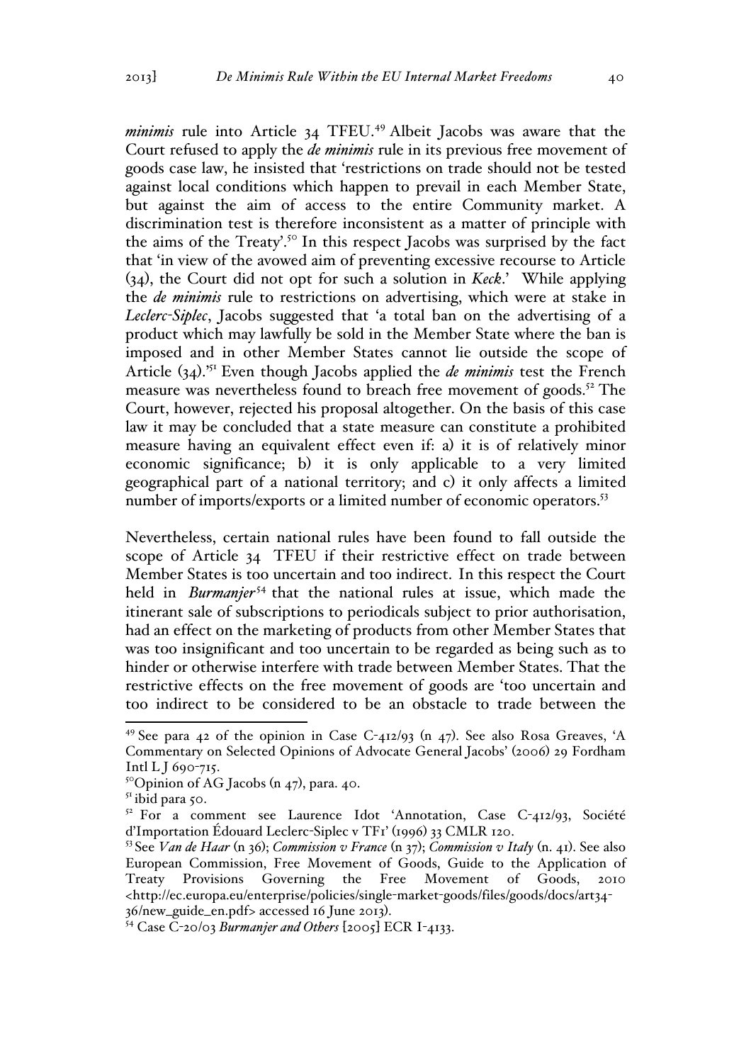*minimis* rule into Article 34 TFEU.[49] Albeit Jacobs was aware that the Court refused to apply the *de minimis* rule in its previous free movement of goods case law, he insisted that 'restrictions on trade should not be tested against local conditions which happen to prevail in each Member State, but against the aim of access to the entire Community market. A discrimination test is therefore inconsistent as a matter of principle with the aims of the Treaty'.[50] In this respect Jacobs was surprised by the fact that 'in view of the avowed aim of preventing excessive recourse to Article (34), the Court did not opt for such a solution in *Keck*.' While applying the *de minimis* rule to restrictions on advertising, which were at stake in *Leclerc-Siplec*, Jacobs suggested that 'a total ban on the advertising of a product which may lawfully be sold in the Member State where the ban is imposed and in other Member States cannot lie outside the scope of Article (34).'[51] Even though Jacobs applied the *de minimis* test the French measure was nevertheless found to breach free movement of goods.[52] The Court, however, rejected his proposal altogether. On the basis of this case law it may be concluded that a state measure can constitute a prohibited measure having an equivalent effect even if: a) it is of relatively minor economic significance; b) it is only applicable to a very limited geographical part of a national territory; and c) it only affects a limited number of imports/exports or a limited number of economic operators.[53]

Nevertheless, certain national rules have been found to fall outside the scope of Article 34 TFEU if their restrictive effect on trade between Member States is too uncertain and too indirect. In this respect the Court held in *Burmanjer*[54] that the national rules at issue, which made the itinerant sale of subscriptions to periodicals subject to prior authorisation, had an effect on the marketing of products from other Member States that was too insignificant and too uncertain to be regarded as being such as to hinder or otherwise interfere with trade between Member States. That the restrictive effects on the free movement of goods are 'too uncertain and too indirect to be considered to be an obstacle to trade between the

---

[49] See para 42 of the opinion in Case C-412/93 (n 47). See also Rosa Greaves, 'A Commentary on Selected Opinions of Advocate General Jacobs' (2006) 29 Fordham Intl L J 690-715.

[50] Opinion of AG Jacobs (n 47), para. 40.

[51] ibid para 50.

[52] For a comment see Laurence Idot 'Annotation, Case C-412/93, Société d'Importation Édouard Leclerc-Siplec v TF1' (1996) 33 CMLR 120.

[53] See *Van de Haar* (n 36); *Commission v France* (n 37); *Commission v Italy* (n. 41). See also European Commission, Free Movement of Goods, Guide to the Application of Treaty Provisions Governing the Free Movement of Goods, 2010 <http://ec.europa.eu/enterprise/policies/single-market-goods/files/goods/docs/art34-36/new_guide_en.pdf> accessed 16 June 2013).

[54] Case C-20/03 *Burmanjer and Others* [2005] ECR I-4133.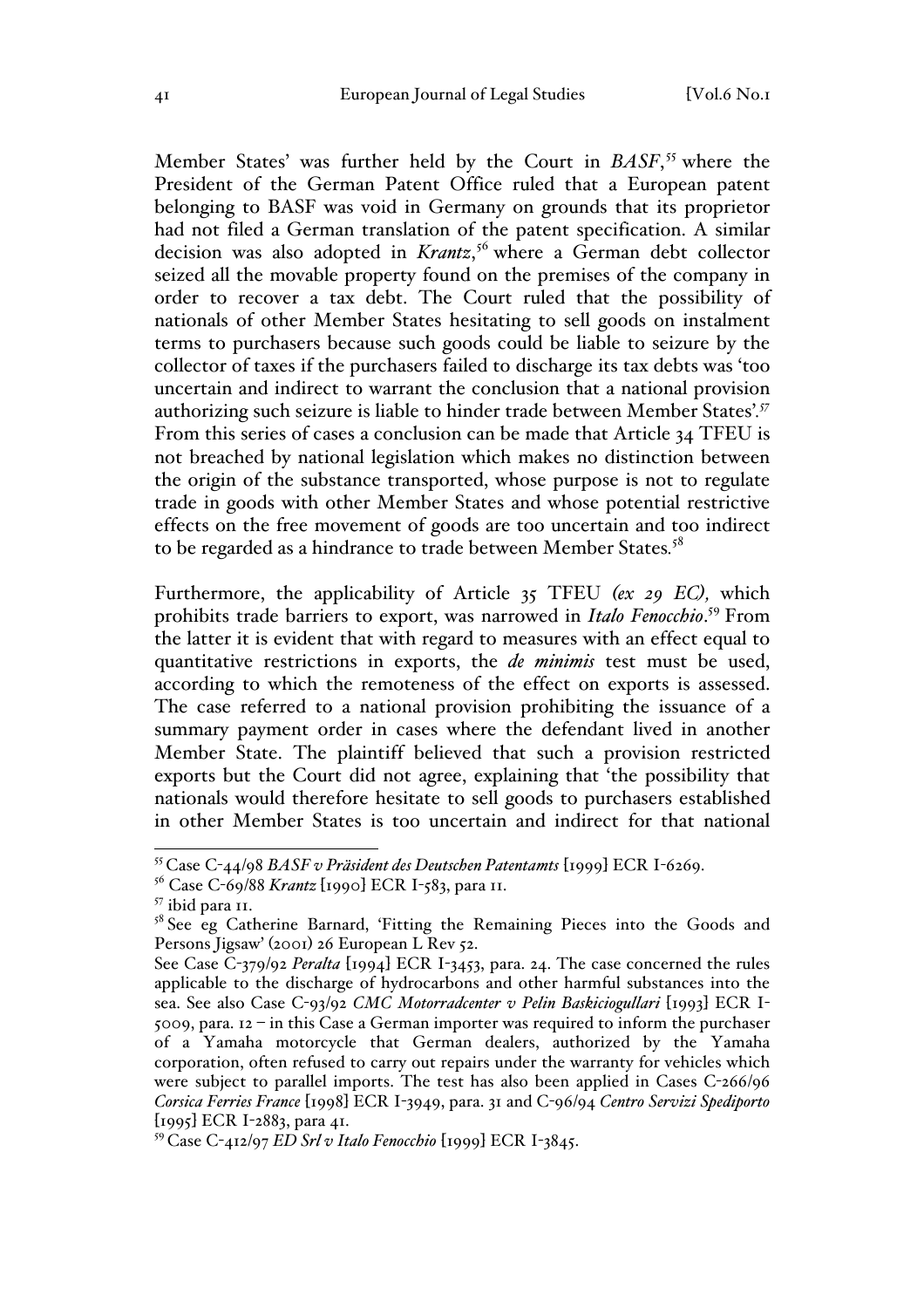Member States' was further held by the Court in *BASF*,[55] where the President of the German Patent Office ruled that a European patent belonging to BASF was void in Germany on grounds that its proprietor had not filed a German translation of the patent specification. A similar decision was also adopted in *Krantz*,[56] where a German debt collector seized all the movable property found on the premises of the company in order to recover a tax debt. The Court ruled that the possibility of nationals of other Member States hesitating to sell goods on instalment terms to purchasers because such goods could be liable to seizure by the collector of taxes if the purchasers failed to discharge its tax debts was 'too uncertain and indirect to warrant the conclusion that a national provision authorizing such seizure is liable to hinder trade between Member States'.[57] From this series of cases a conclusion can be made that Article 34 TFEU is not breached by national legislation which makes no distinction between the origin of the substance transported, whose purpose is not to regulate trade in goods with other Member States and whose potential restrictive effects on the free movement of goods are too uncertain and too indirect to be regarded as a hindrance to trade between Member States.[58]

Furthermore, the applicability of Article 35 TFEU *(ex 29 EC)*, which prohibits trade barriers to export, was narrowed in *Italo Fenocchio*.[59] From the latter it is evident that with regard to measures with an effect equal to quantitative restrictions in exports, the *de minimis* test must be used, according to which the remoteness of the effect on exports is assessed. The case referred to a national provision prohibiting the issuance of a summary payment order in cases where the defendant lived in another Member State. The plaintiff believed that such a provision restricted exports but the Court did not agree, explaining that 'the possibility that nationals would therefore hesitate to sell goods to purchasers established in other Member States is too uncertain and indirect for that national

---

[55] Case C-44/98 *BASF v Präsident des Deutschen Patentamts* [1999] ECR I-6269.

[56] Case C-69/88 *Krantz* [1990] ECR I-583, para 11.

[57] ibid para 11.

[58] See eg Catherine Barnard, 'Fitting the Remaining Pieces into the Goods and Persons Jigsaw' (2001) 26 European L Rev 52.

See Case C-379/92 *Peralta* [1994] ECR I-3453, para. 24. The case concerned the rules applicable to the discharge of hydrocarbons and other harmful substances into the sea. See also Case C-93/92 *CMC Motorradcenter v Pelin Baskiciogullari* [1993] ECR I-5009, para. 12 – in this Case a German importer was required to inform the purchaser of a Yamaha motorcycle that German dealers, authorized by the Yamaha corporation, often refused to carry out repairs under the warranty for vehicles which were subject to parallel imports. The test has also been applied in Cases C-266/96 *Corsica Ferries France* [1998] ECR I-3949, para. 31 and C-96/94 *Centro Servizi Spediporto* [1995] ECR I-2883, para 41.

[59] Case C-412/97 *ED Srl v Italo Fenocchio* [1999] ECR I-3845.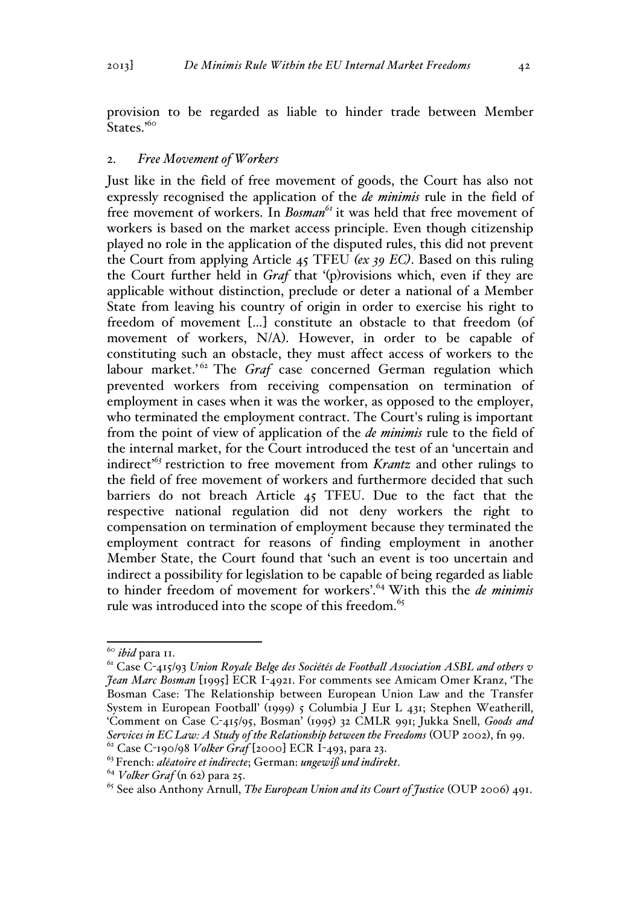provision to be regarded as liable to hinder trade between Member States.'[60]

### 2. *Free Movement of Workers*

Just like in the field of free movement of goods, the Court has also not expressly recognised the application of the *de minimis* rule in the field of free movement of workers. In *Bosman*[61] it was held that free movement of workers is based on the market access principle. Even though citizenship played no role in the application of the disputed rules, this did not prevent the Court from applying Article 45 TFEU *(ex 39 EC)*. Based on this ruling the Court further held in *Graf* that '(p)rovisions which, even if they are applicable without distinction, preclude or deter a national of a Member State from leaving his country of origin in order to exercise his right to freedom of movement […] constitute an obstacle to that freedom (of movement of workers, N/A). However, in order to be capable of constituting such an obstacle, they must affect access of workers to the labour market.'[62] The *Graf* case concerned German regulation which prevented workers from receiving compensation on termination of employment in cases when it was the worker, as opposed to the employer, who terminated the employment contract. The Court's ruling is important from the point of view of application of the *de minimis* rule to the field of the internal market, for the Court introduced the test of an 'uncertain and indirect'[63] restriction to free movement from *Krantz* and other rulings to the field of free movement of workers and furthermore decided that such barriers do not breach Article 45 TFEU. Due to the fact that the respective national regulation did not deny workers the right to compensation on termination of employment because they terminated the employment contract for reasons of finding employment in another Member State, the Court found that 'such an event is too uncertain and indirect a possibility for legislation to be capable of being regarded as liable to hinder freedom of movement for workers'.[64] With this the *de minimis* rule was introduced into the scope of this freedom.[65]

---

[60] *ibid* para 11.

[61] Case C-415/93 *Union Royale Belge des Sociétés de Football Association ASBL and others v Jean Marc Bosman* [1995] ECR I-4921. For comments see Amicam Omer Kranz, 'The Bosman Case: The Relationship between European Union Law and the Transfer System in European Football' (1999) 5 Columbia J Eur L 431; Stephen Weatherill, 'Comment on Case C-415/95, Bosman' (1995) 32 CMLR 991; Jukka Snell, *Goods and Services in EC Law: A Study of the Relationship between the Freedoms* (OUP 2002), fn 99.

[62] Case C-190/98 *Volker Graf* [2000] ECR I-493, para 23.

[63] French: *aléatoire et indirecte*; German: *ungewiß und indirekt*.

[64] *Volker Graf* (n 62) para 25.

[65] See also Anthony Arnull, *The European Union and its Court of Justice* (OUP 2006) 491.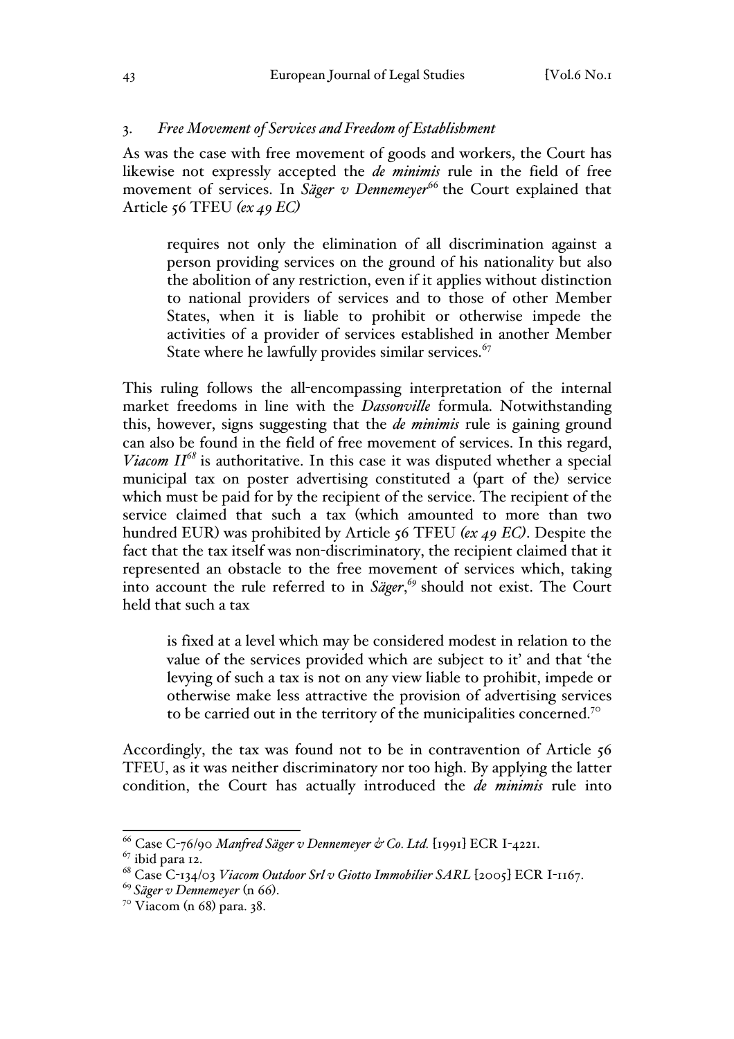### 3. *Free Movement of Services and Freedom of Establishment*

As was the case with free movement of goods and workers, the Court has likewise not expressly accepted the *de minimis* rule in the field of free movement of services. In *Säger v Dennemeyer*[66] the Court explained that Article 56 TFEU *(ex 49 EC)*

> requires not only the elimination of all discrimination against a person providing services on the ground of his nationality but also the abolition of any restriction, even if it applies without distinction to national providers of services and to those of other Member States, when it is liable to prohibit or otherwise impede the activities of a provider of services established in another Member State where he lawfully provides similar services.[67]

This ruling follows the all-encompassing interpretation of the internal market freedoms in line with the *Dassonville* formula. Notwithstanding this, however, signs suggesting that the *de minimis* rule is gaining ground can also be found in the field of free movement of services. In this regard, *Viacom II*[68] is authoritative. In this case it was disputed whether a special municipal tax on poster advertising constituted a (part of the) service which must be paid for by the recipient of the service. The recipient of the service claimed that such a tax (which amounted to more than two hundred EUR) was prohibited by Article 56 TFEU *(ex 49 EC)*. Despite the fact that the tax itself was non-discriminatory, the recipient claimed that it represented an obstacle to the free movement of services which, taking into account the rule referred to in *Säger*,[69] should not exist. The Court held that such a tax

> is fixed at a level which may be considered modest in relation to the value of the services provided which are subject to it' and that 'the levying of such a tax is not on any view liable to prohibit, impede or otherwise make less attractive the provision of advertising services to be carried out in the territory of the municipalities concerned.[70]

Accordingly, the tax was found not to be in contravention of Article 56 TFEU, as it was neither discriminatory nor too high. By applying the latter condition, the Court has actually introduced the *de minimis* rule into

---

[66] Case C-76/90 *Manfred Säger v Dennemeyer & Co. Ltd.* [1991] ECR I-4221.

[67] ibid para 12.

[68] Case C-134/03 *Viacom Outdoor Srl v Giotto Immobilier SARL* [2005] ECR I-1167.

[69] *Säger v Dennemeyer* (n 66).

[70] Viacom (n 68) para. 38.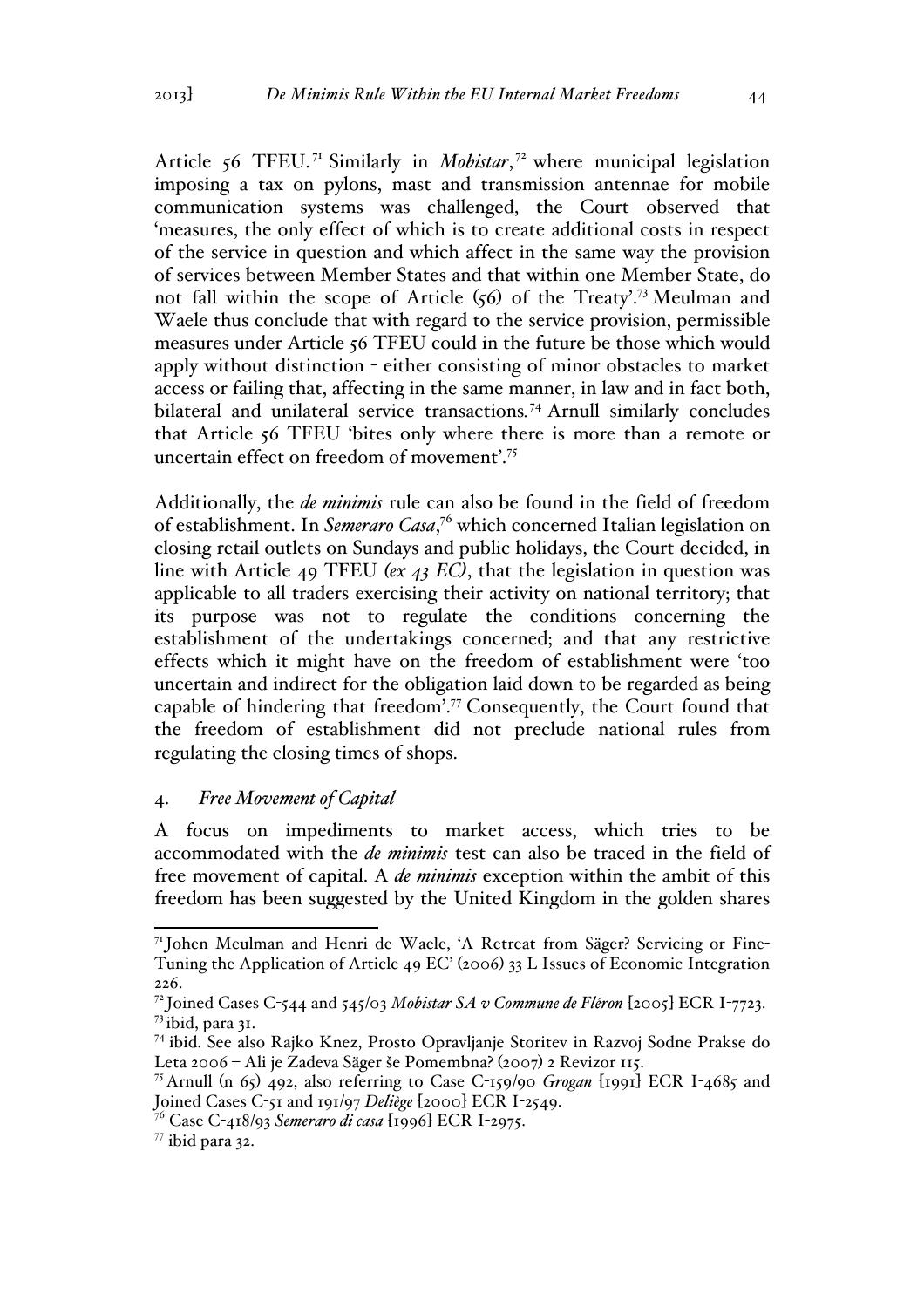Article 56 TFEU.[71] Similarly in *Mobistar*,[72] where municipal legislation imposing a tax on pylons, mast and transmission antennae for mobile communication systems was challenged, the Court observed that 'measures, the only effect of which is to create additional costs in respect of the service in question and which affect in the same way the provision of services between Member States and that within one Member State, do not fall within the scope of Article (56) of the Treaty'.[73] Meulman and Waele thus conclude that with regard to the service provision, permissible measures under Article 56 TFEU could in the future be those which would apply without distinction - either consisting of minor obstacles to market access or failing that, affecting in the same manner, in law and in fact both, bilateral and unilateral service transactions.[74] Arnull similarly concludes that Article 56 TFEU 'bites only where there is more than a remote or uncertain effect on freedom of movement'.[75]

Additionally, the *de minimis* rule can also be found in the field of freedom of establishment. In *Semeraro Casa*,[76] which concerned Italian legislation on closing retail outlets on Sundays and public holidays, the Court decided, in line with Article 49 TFEU *(ex 43 EC)*, that the legislation in question was applicable to all traders exercising their activity on national territory; that its purpose was not to regulate the conditions concerning the establishment of the undertakings concerned; and that any restrictive effects which it might have on the freedom of establishment were 'too uncertain and indirect for the obligation laid down to be regarded as being capable of hindering that freedom'.[77] Consequently, the Court found that the freedom of establishment did not preclude national rules from regulating the closing times of shops.

### 4. *Free Movement of Capital*

A focus on impediments to market access, which tries to be accommodated with the *de minimis* test can also be traced in the field of free movement of capital. A *de minimis* exception within the ambit of this freedom has been suggested by the United Kingdom in the golden shares

---

[71] Johen Meulman and Henri de Waele, 'A Retreat from Säger? Servicing or Fine-Tuning the Application of Article 49 EC' (2006) 33 L Issues of Economic Integration 226.

[72] Joined Cases C-544 and 545/03 *Mobistar SA v Commune de Fléron* [2005] ECR I-7723.

[73] ibid, para 31.

[74] ibid. See also Rajko Knez, Prosto Opravljanje Storitev in Razvoj Sodne Prakse do Leta 2006 – Ali je Zadeva Säger še Pomembna? (2007) 2 Revizor 115.

[75] Arnull (n 65) 492, also referring to Case C-159/90 *Grogan* [1991] ECR I-4685 and Joined Cases C-51 and 191/97 *Deliège* [2000] ECR I-2549.

[76] Case C-418/93 *Semeraro di casa* [1996] ECR I-2975.

[77] ibid para 32.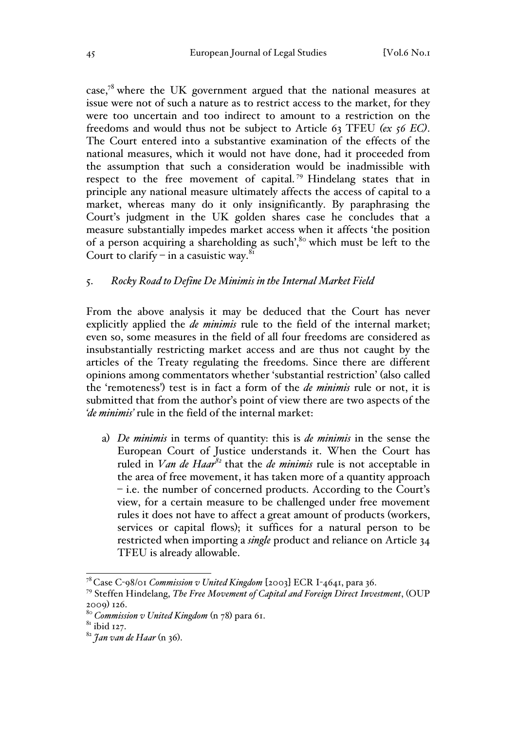case,[78] where the UK government argued that the national measures at issue were not of such a nature as to restrict access to the market, for they were too uncertain and too indirect to amount to a restriction on the freedoms and would thus not be subject to Article 63 TFEU *(ex 56 EC)*. The Court entered into a substantive examination of the effects of the national measures, which it would not have done, had it proceeded from the assumption that such a consideration would be inadmissible with respect to the free movement of capital.[79] Hindelang states that in principle any national measure ultimately affects the access of capital to a market, whereas many do it only insignificantly. By paraphrasing the Court's judgment in the UK golden shares case he concludes that a measure substantially impedes market access when it affects 'the position of a person acquiring a shareholding as such',[80] which must be left to the Court to clarify – in a casuistic way.[81]

## 5. *Rocky Road to Define De Minimis in the Internal Market Field*

From the above analysis it may be deduced that the Court has never explicitly applied the *de minimis* rule to the field of the internal market; even so, some measures in the field of all four freedoms are considered as insubstantially restricting market access and are thus not caught by the articles of the Treaty regulating the freedoms. Since there are different opinions among commentators whether 'substantial restriction' (also called the 'remoteness') test is in fact a form of the *de minimis* rule or not, it is submitted that from the author's point of view there are two aspects of the *'de minimis'* rule in the field of the internal market:

a) *De minimis* in terms of quantity: this is *de minimis* in the sense the European Court of Justice understands it. When the Court has ruled in *Van de Haar*[82] that the *de minimis* rule is not acceptable in the area of free movement, it has taken more of a quantity approach – i.e. the number of concerned products. According to the Court's view, for a certain measure to be challenged under free movement rules it does not have to affect a great amount of products (workers, services or capital flows); it suffices for a natural person to be restricted when importing a *single* product and reliance on Article 34 TFEU is already allowable.

---

[78] Case C-98/01 *Commission v United Kingdom* [2003] ECR I-4641, para 36.

[79] Steffen Hindelang, *The Free Movement of Capital and Foreign Direct Investment*, (OUP 2009) 126.

[80] *Commission v United Kingdom* (n 78) para 61.

[81] ibid 127.

[82] *Jan van de Haar* (n 36).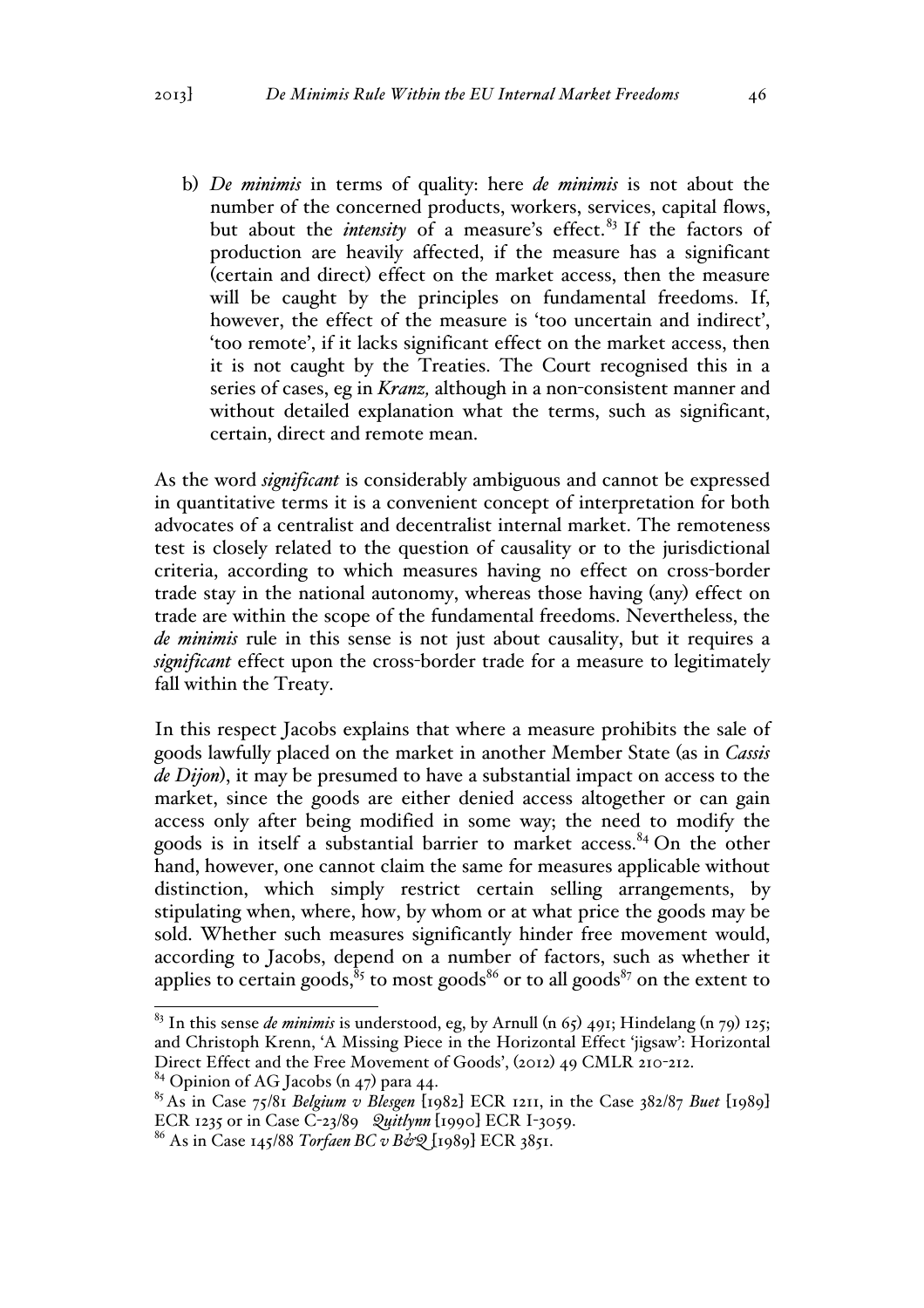b) *De minimis* in terms of quality: here *de minimis* is not about the number of the concerned products, workers, services, capital flows, but about the *intensity* of a measure's effect.[83] If the factors of production are heavily affected, if the measure has a significant (certain and direct) effect on the market access, then the measure will be caught by the principles on fundamental freedoms. If, however, the effect of the measure is 'too uncertain and indirect', 'too remote', if it lacks significant effect on the market access, then it is not caught by the Treaties. The Court recognised this in a series of cases, eg in *Kranz,* although in a non-consistent manner and without detailed explanation what the terms, such as significant, certain, direct and remote mean.

As the word *significant* is considerably ambiguous and cannot be expressed in quantitative terms it is a convenient concept of interpretation for both advocates of a centralist and decentralist internal market. The remoteness test is closely related to the question of causality or to the jurisdictional criteria, according to which measures having no effect on cross-border trade stay in the national autonomy, whereas those having (any) effect on trade are within the scope of the fundamental freedoms. Nevertheless, the *de minimis* rule in this sense is not just about causality, but it requires a *significant* effect upon the cross-border trade for a measure to legitimately fall within the Treaty.

In this respect Jacobs explains that where a measure prohibits the sale of goods lawfully placed on the market in another Member State (as in *Cassis de Dijon*), it may be presumed to have a substantial impact on access to the market, since the goods are either denied access altogether or can gain access only after being modified in some way; the need to modify the goods is in itself a substantial barrier to market access.[84] On the other hand, however, one cannot claim the same for measures applicable without distinction, which simply restrict certain selling arrangements, by stipulating when, where, how, by whom or at what price the goods may be sold. Whether such measures significantly hinder free movement would, according to Jacobs, depend on a number of factors, such as whether it applies to certain goods,[85] to most goods[86] or to all goods[87] on the extent to

---

[83] In this sense *de minimis* is understood, eg, by Arnull (n 65) 491; Hindelang (n 79) 125; and Christoph Krenn, 'A Missing Piece in the Horizontal Effect 'jigsaw': Horizontal Direct Effect and the Free Movement of Goods', (2012) 49 CMLR 210-212.

[84] Opinion of AG Jacobs (n 47) para 44.

[85] As in Case 75/81 *Belgium v Blesgen* [1982] ECR 1211, in the Case 382/87 *Buet* [1989] ECR 1235 or in Case C-23/89 *Quitlynn* [1990] ECR I-3059.

[86] As in Case 145/88 *Torfaen BC v B&Q* [1989] ECR 3851.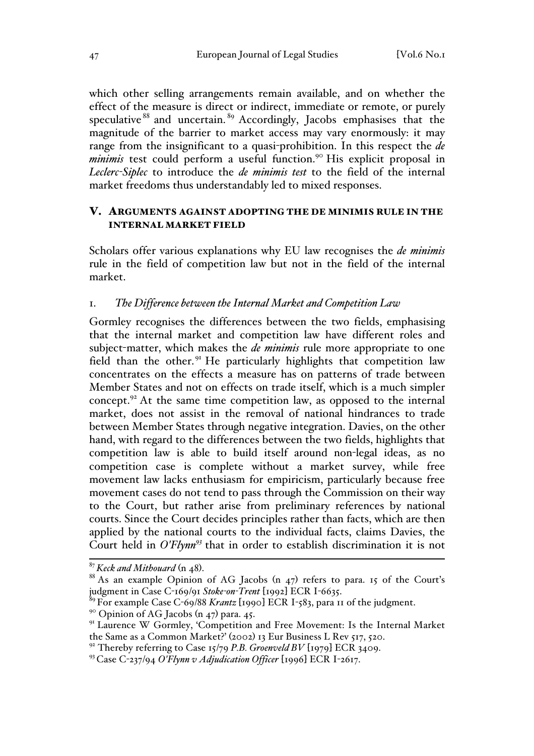which other selling arrangements remain available, and on whether the effect of the measure is direct or indirect, immediate or remote, or purely speculative[88] and uncertain.[89] Accordingly, Jacobs emphasises that the magnitude of the barrier to market access may vary enormously: it may range from the insignificant to a quasi-prohibition. In this respect the *de minimis* test could perform a useful function.[90] His explicit proposal in *Leclerc-Siplec* to introduce the *de minimis test* to the field of the internal market freedoms thus understandably led to mixed responses.

## V. Arguments against adopting the de minimis rule in the internal market field

Scholars offer various explanations why EU law recognises the *de minimis* rule in the field of competition law but not in the field of the internal market.

### 1. *The Difference between the Internal Market and Competition Law*

Gormley recognises the differences between the two fields, emphasising that the internal market and competition law have different roles and subject-matter, which makes the *de minimis* rule more appropriate to one field than the other.[91] He particularly highlights that competition law concentrates on the effects a measure has on patterns of trade between Member States and not on effects on trade itself, which is a much simpler concept.[92] At the same time competition law, as opposed to the internal market, does not assist in the removal of national hindrances to trade between Member States through negative integration. Davies, on the other hand, with regard to the differences between the two fields, highlights that competition law is able to build itself around non-legal ideas, as no competition case is complete without a market survey, while free movement law lacks enthusiasm for empiricism, particularly because free movement cases do not tend to pass through the Commission on their way to the Court, but rather arise from preliminary references by national courts. Since the Court decides principles rather than facts, which are then applied by the national courts to the individual facts, claims Davies, the Court held in *O'Flynn*[93] that in order to establish discrimination it is not

---

[87] *Keck and Mithouard* (n 48).

[88] As an example Opinion of AG Jacobs (n 47) refers to para. 15 of the Court's judgment in Case C-169/91 *Stoke-on-Trent* [1992] ECR I-6635.

[89] For example Case C-69/88 *Krantz* [1990] ECR I-583, para 11 of the judgment.

[90] Opinion of AG Jacobs (n 47) para. 45.

[91] Laurence W Gormley, 'Competition and Free Movement: Is the Internal Market the Same as a Common Market?' (2002) 13 Eur Business L Rev 517, 520.

[92] Thereby referring to Case 15/79 *P.B. Groenveld BV* [1979] ECR 3409.

[93] Case C-237/94 *O'Flynn v Adjudication Officer* [1996] ECR I-2617.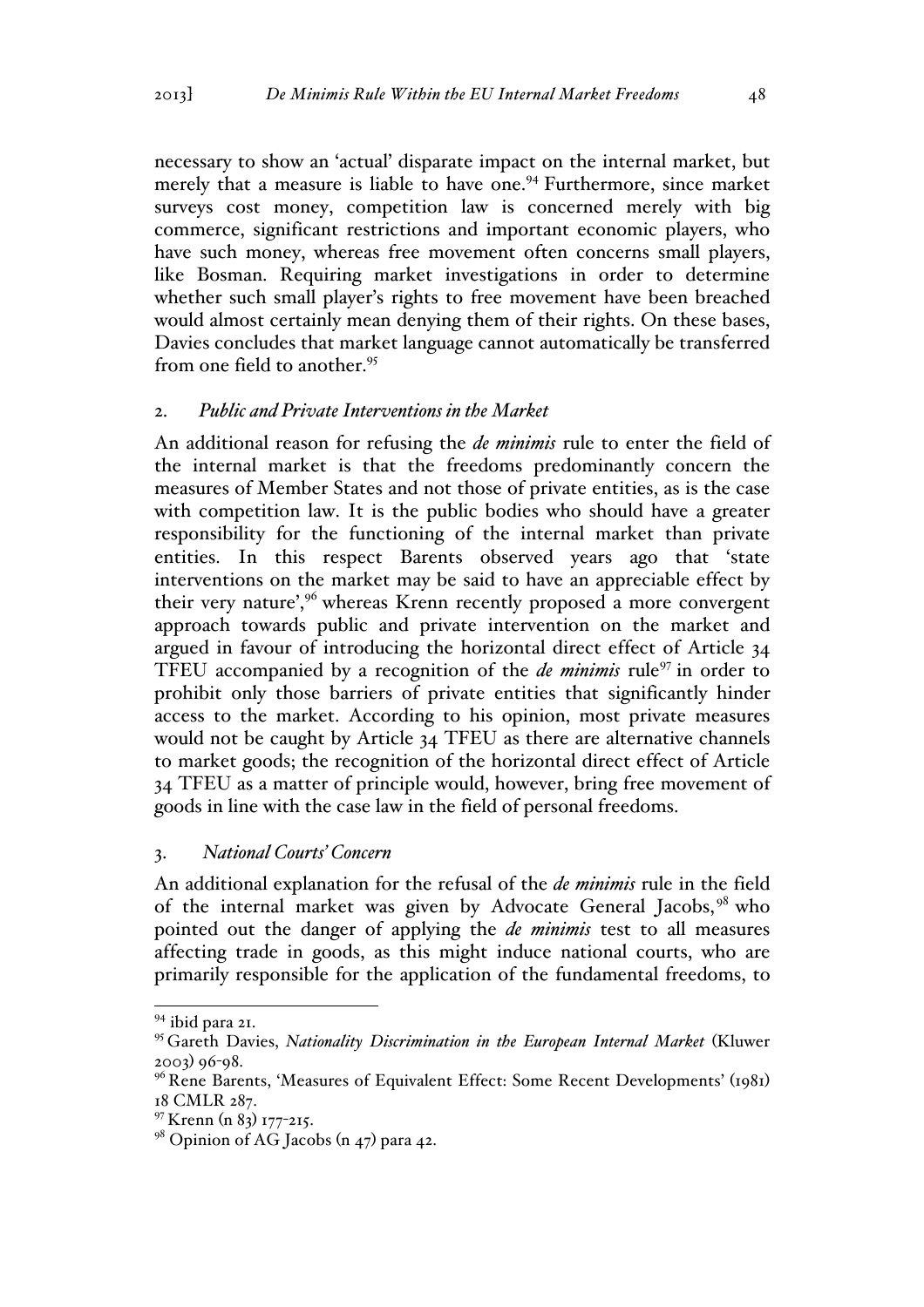necessary to show an 'actual' disparate impact on the internal market, but merely that a measure is liable to have one.[94] Furthermore, since market surveys cost money, competition law is concerned merely with big commerce, significant restrictions and important economic players, who have such money, whereas free movement often concerns small players, like Bosman. Requiring market investigations in order to determine whether such small player's rights to free movement have been breached would almost certainly mean denying them of their rights. On these bases, Davies concludes that market language cannot automatically be transferred from one field to another.[95]

### 2. *Public and Private Interventions in the Market*

An additional reason for refusing the *de minimis* rule to enter the field of the internal market is that the freedoms predominantly concern the measures of Member States and not those of private entities, as is the case with competition law. It is the public bodies who should have a greater responsibility for the functioning of the internal market than private entities. In this respect Barents observed years ago that 'state interventions on the market may be said to have an appreciable effect by their very nature',[96] whereas Krenn recently proposed a more convergent approach towards public and private intervention on the market and argued in favour of introducing the horizontal direct effect of Article 34 TFEU accompanied by a recognition of the *de minimis* rule[97] in order to prohibit only those barriers of private entities that significantly hinder access to the market. According to his opinion, most private measures would not be caught by Article 34 TFEU as there are alternative channels to market goods; the recognition of the horizontal direct effect of Article 34 TFEU as a matter of principle would, however, bring free movement of goods in line with the case law in the field of personal freedoms.

### 3. *National Courts' Concern*

An additional explanation for the refusal of the *de minimis* rule in the field of the internal market was given by Advocate General Jacobs,[98] who pointed out the danger of applying the *de minimis* test to all measures affecting trade in goods, as this might induce national courts, who are primarily responsible for the application of the fundamental freedoms, to

---

[94] ibid para 21.

[95] Gareth Davies, *Nationality Discrimination in the European Internal Market* (Kluwer 2003) 96-98.

[96] Rene Barents, 'Measures of Equivalent Effect: Some Recent Developments' (1981) 18 CMLR 287.

[97] Krenn (n 83) 177-215.

[98] Opinion of AG Jacobs (n 47) para 42.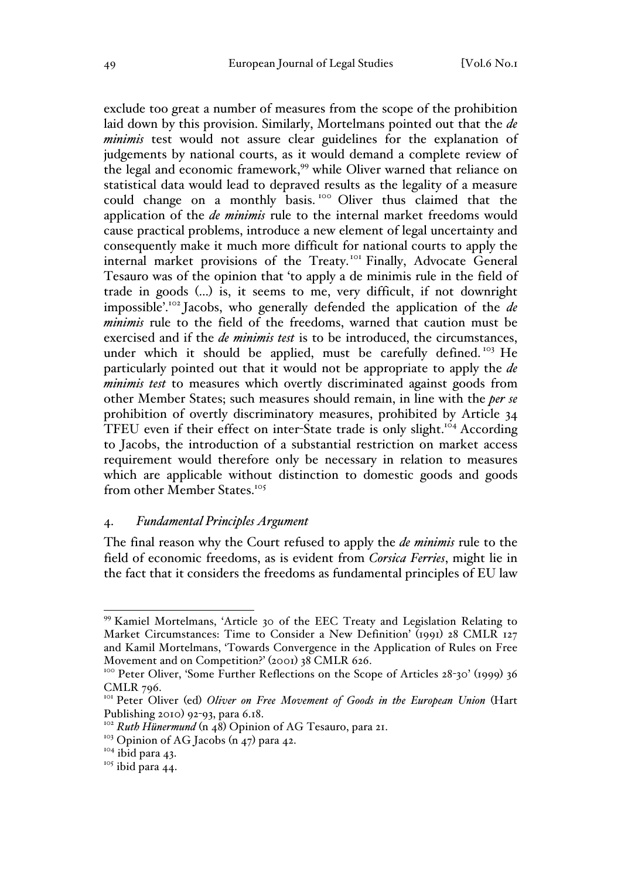exclude too great a number of measures from the scope of the prohibition laid down by this provision. Similarly, Mortelmans pointed out that the *de minimis* test would not assure clear guidelines for the explanation of judgements by national courts, as it would demand a complete review of the legal and economic framework,[99] while Oliver warned that reliance on statistical data would lead to depraved results as the legality of a measure could change on a monthly basis.[100] Oliver thus claimed that the application of the *de minimis* rule to the internal market freedoms would cause practical problems, introduce a new element of legal uncertainty and consequently make it much more difficult for national courts to apply the internal market provisions of the Treaty.[101] Finally, Advocate General Tesauro was of the opinion that 'to apply a de minimis rule in the field of trade in goods (...) is, it seems to me, very difficult, if not downright impossible'.[102] Jacobs, who generally defended the application of the *de minimis* rule to the field of the freedoms, warned that caution must be exercised and if the *de minimis test* is to be introduced, the circumstances, under which it should be applied, must be carefully defined.[103] He particularly pointed out that it would not be appropriate to apply the *de minimis test* to measures which overtly discriminated against goods from other Member States; such measures should remain, in line with the ***per se*** prohibition of overtly discriminatory measures, prohibited by Article 34 TFEU even if their effect on inter-State trade is only slight.[104] According to Jacobs, the introduction of a substantial restriction on market access requirement would therefore only be necessary in relation to measures which are applicable without distinction to domestic goods and goods from other Member States.[105]

## 4. *Fundamental Principles Argument*

The final reason why the Court refused to apply the *de minimis* rule to the field of economic freedoms, as is evident from *Corsica Ferries*, might lie in the fact that it considers the freedoms as fundamental principles of EU law

---

[99] Kamiel Mortelmans, 'Article 30 of the EEC Treaty and Legislation Relating to Market Circumstances: Time to Consider a New Definition' (1991) 28 CMLR 127 and Kamil Mortelmans, 'Towards Convergence in the Application of Rules on Free Movement and on Competition?' (2001) 38 CMLR 626.

[100] Peter Oliver, 'Some Further Reflections on the Scope of Articles 28-30' (1999) 36 CMLR 796.

[101] Peter Oliver (ed) *Oliver on Free Movement of Goods in the European Union* (Hart Publishing 2010) 92-93, para 6.18.

[102] ***Ruth Hünermund*** (n 48) Opinion of AG Tesauro, para 21.

[103] Opinion of AG Jacobs (n 47) para 42.

[104] ibid para 43.

[105] ibid para 44.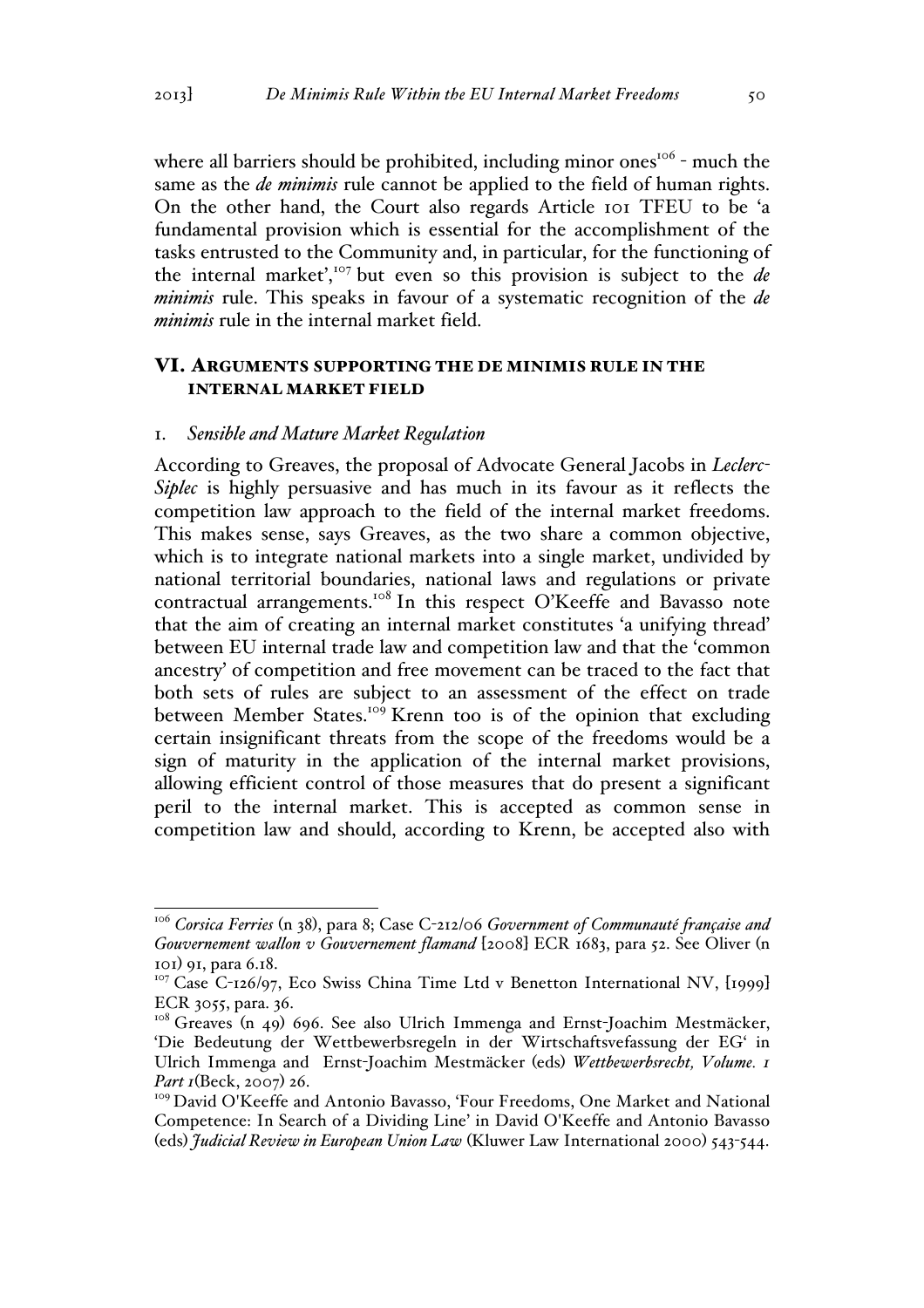where all barriers should be prohibited, including minor ones[106] - much the same as the *de minimis* rule cannot be applied to the field of human rights. On the other hand, the Court also regards Article 101 TFEU to be 'a fundamental provision which is essential for the accomplishment of the tasks entrusted to the Community and, in particular, for the functioning of the internal market',[107] but even so this provision is subject to the *de minimis* rule. This speaks in favour of a systematic recognition of the *de minimis* rule in the internal market field.

## VI. Arguments supporting the de minimis rule in the internal market field

### 1. *Sensible and Mature Market Regulation*

According to Greaves, the proposal of Advocate General Jacobs in *Leclerc-Siplec* is highly persuasive and has much in its favour as it reflects the competition law approach to the field of the internal market freedoms. This makes sense, says Greaves, as the two share a common objective, which is to integrate national markets into a single market, undivided by national territorial boundaries, national laws and regulations or private contractual arrangements.[108] In this respect O'Keeffe and Bavasso note that the aim of creating an internal market constitutes 'a unifying thread' between EU internal trade law and competition law and that the 'common ancestry' of competition and free movement can be traced to the fact that both sets of rules are subject to an assessment of the effect on trade between Member States.[109] Krenn too is of the opinion that excluding certain insignificant threats from the scope of the freedoms would be a sign of maturity in the application of the internal market provisions, allowing efficient control of those measures that do present a significant peril to the internal market. This is accepted as common sense in competition law and should, according to Krenn, be accepted also with

---

[106] *Corsica Ferries* (n 38), para 8; Case C-212/06 *Government of Communauté française and Gouvernement wallon v Gouvernement flamand* [2008] ECR 1683, para 52. See Oliver (n 101) 91, para 6.18.

[107] Case C-126/97, Eco Swiss China Time Ltd v Benetton International NV, [1999] ECR 3055, para. 36.

[108] Greaves (n 49) 696. See also Ulrich Immenga and Ernst-Joachim Mestmäcker, 'Die Bedeutung der Wettbewerbsregeln in der Wirtschaftsvefassung der EG' in Ulrich Immenga and Ernst-Joachim Mestmäcker (eds) *Wettbewerbsrecht, Volume. 1 Part 1*(Beck, 2007) 26.

[109] David O'Keeffe and Antonio Bavasso, 'Four Freedoms, One Market and National Competence: In Search of a Dividing Line' in David O'Keeffe and Antonio Bavasso (eds) *Judicial Review in European Union Law* (Kluwer Law International 2000) 543-544.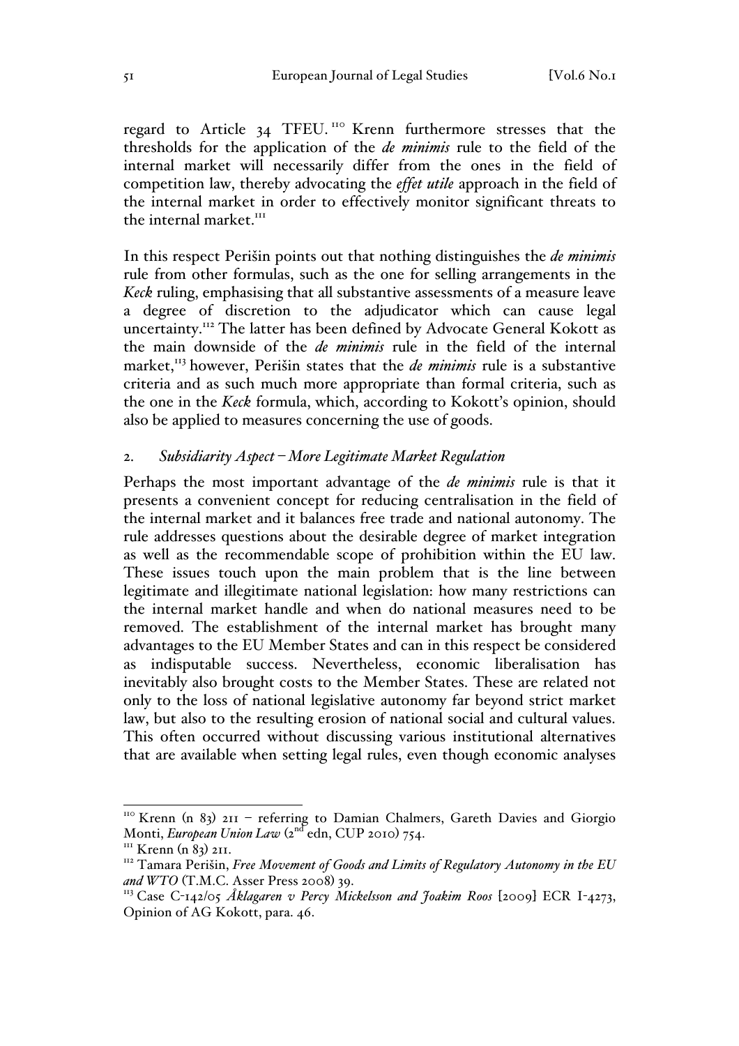regard to Article 34 TFEU.[110] Krenn furthermore stresses that the thresholds for the application of the *de minimis* rule to the field of the internal market will necessarily differ from the ones in the field of competition law, thereby advocating the *effet utile* approach in the field of the internal market in order to effectively monitor significant threats to the internal market.[111]

In this respect Perišin points out that nothing distinguishes the *de minimis* rule from other formulas, such as the one for selling arrangements in the *Keck* ruling, emphasising that all substantive assessments of a measure leave a degree of discretion to the adjudicator which can cause legal uncertainty.[112] The latter has been defined by Advocate General Kokott as the main downside of the *de minimis* rule in the field of the internal market,[113] however, Perišin states that the *de minimis* rule is a substantive criteria and as such much more appropriate than formal criteria, such as the one in the *Keck* formula, which, according to Kokott's opinion, should also be applied to measures concerning the use of goods.

### 2. *Subsidiarity Aspect – More Legitimate Market Regulation*

Perhaps the most important advantage of the *de minimis* rule is that it presents a convenient concept for reducing centralisation in the field of the internal market and it balances free trade and national autonomy. The rule addresses questions about the desirable degree of market integration as well as the recommendable scope of prohibition within the EU law. These issues touch upon the main problem that is the line between legitimate and illegitimate national legislation: how many restrictions can the internal market handle and when do national measures need to be removed. The establishment of the internal market has brought many advantages to the EU Member States and can in this respect be considered as indisputable success. Nevertheless, economic liberalisation has inevitably also brought costs to the Member States. These are related not only to the loss of national legislative autonomy far beyond strict market law, but also to the resulting erosion of national social and cultural values. This often occurred without discussing various institutional alternatives that are available when setting legal rules, even though economic analyses

---

[110] Krenn (n 83) 211 – referring to Damian Chalmers, Gareth Davies and Giorgio Monti, *European Union Law* (2nd edn, CUP 2010) 754.

[111] Krenn (n 83) 211.

[112] Tamara Perišin, *Free Movement of Goods and Limits of Regulatory Autonomy in the EU and WTO* (T.M.C. Asser Press 2008) 39.

[113] Case C-142/05 *Åklagaren v Percy Mickelsson and Joakim Roos* [2009] ECR I-4273, Opinion of AG Kokott, para. 46.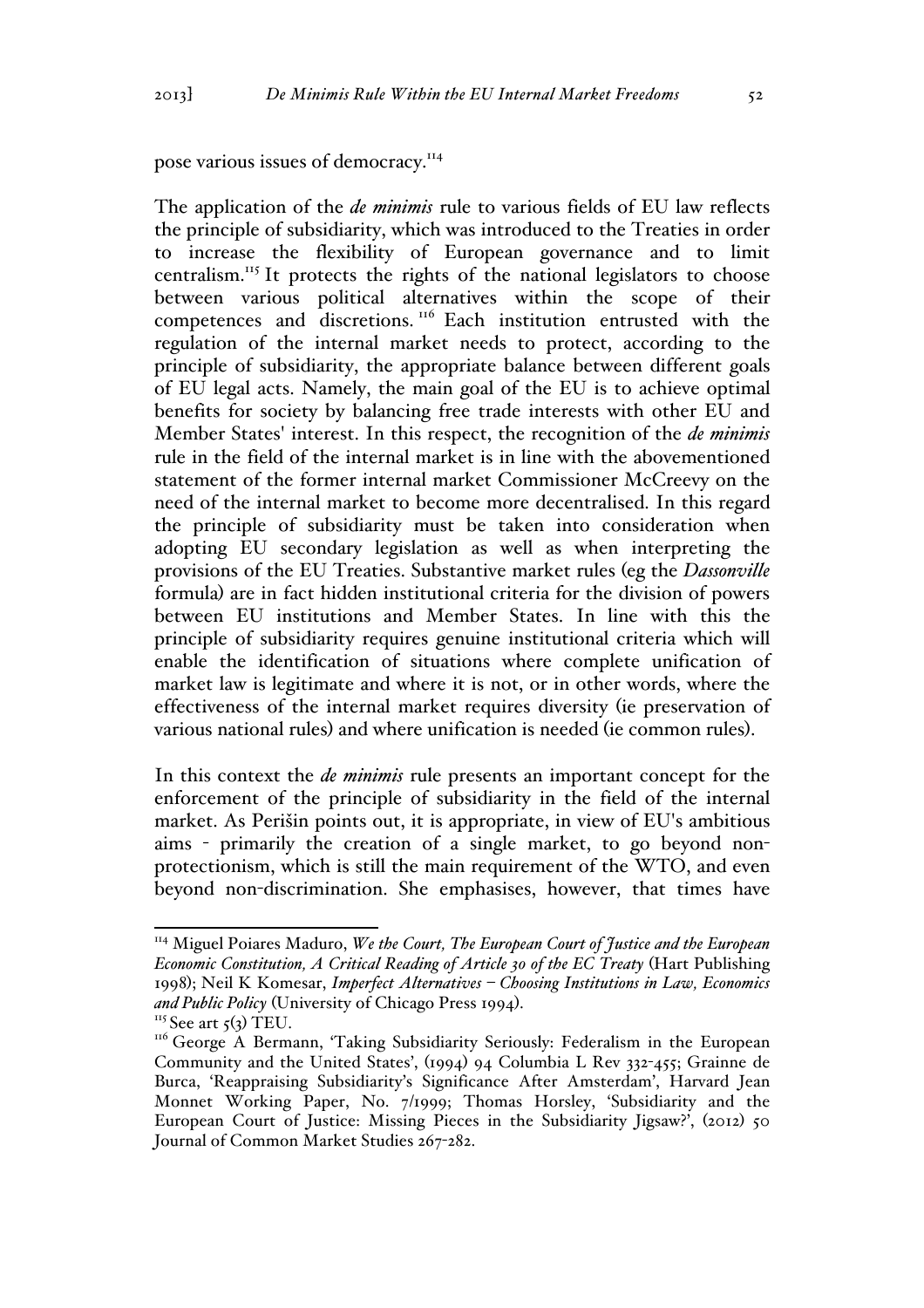pose various issues of democracy.[114]

The application of the *de minimis* rule to various fields of EU law reflects the principle of subsidiarity, which was introduced to the Treaties in order to increase the flexibility of European governance and to limit centralism.[115] It protects the rights of the national legislators to choose between various political alternatives within the scope of their competences and discretions.[116] Each institution entrusted with the regulation of the internal market needs to protect, according to the principle of subsidiarity, the appropriate balance between different goals of EU legal acts. Namely, the main goal of the EU is to achieve optimal benefits for society by balancing free trade interests with other EU and Member States' interest. In this respect, the recognition of the *de minimis* rule in the field of the internal market is in line with the abovementioned statement of the former internal market Commissioner McCreevy on the need of the internal market to become more decentralised. In this regard the principle of subsidiarity must be taken into consideration when adopting EU secondary legislation as well as when interpreting the provisions of the EU Treaties. Substantive market rules (eg the *Dassonville* formula) are in fact hidden institutional criteria for the division of powers between EU institutions and Member States. In line with this the principle of subsidiarity requires genuine institutional criteria which will enable the identification of situations where complete unification of market law is legitimate and where it is not, or in other words, where the effectiveness of the internal market requires diversity (ie preservation of various national rules) and where unification is needed (ie common rules).

In this context the *de minimis* rule presents an important concept for the enforcement of the principle of subsidiarity in the field of the internal market. As Perišin points out, it is appropriate, in view of EU's ambitious aims - primarily the creation of a single market, to go beyond non-protectionism, which is still the main requirement of the WTO, and even beyond non-discrimination. She emphasises, however, that times have

---

[114] Miguel Poiares Maduro, *We the Court, The European Court of Justice and the European Economic Constitution, A Critical Reading of Article 30 of the EC Treaty* (Hart Publishing 1998); Neil K Komesar, *Imperfect Alternatives – Choosing Institutions in Law, Economics and Public Policy* (University of Chicago Press 1994).

[115] See art 5(3) TEU.

[116] George A Bermann, 'Taking Subsidiarity Seriously: Federalism in the European Community and the United States', (1994) 94 Columbia L Rev 332-455; Grainne de Burca, 'Reappraising Subsidiarity's Significance After Amsterdam', Harvard Jean Monnet Working Paper, No. 7/1999; Thomas Horsley, 'Subsidiarity and the European Court of Justice: Missing Pieces in the Subsidiarity Jigsaw?', (2012) 50 Journal of Common Market Studies 267-282.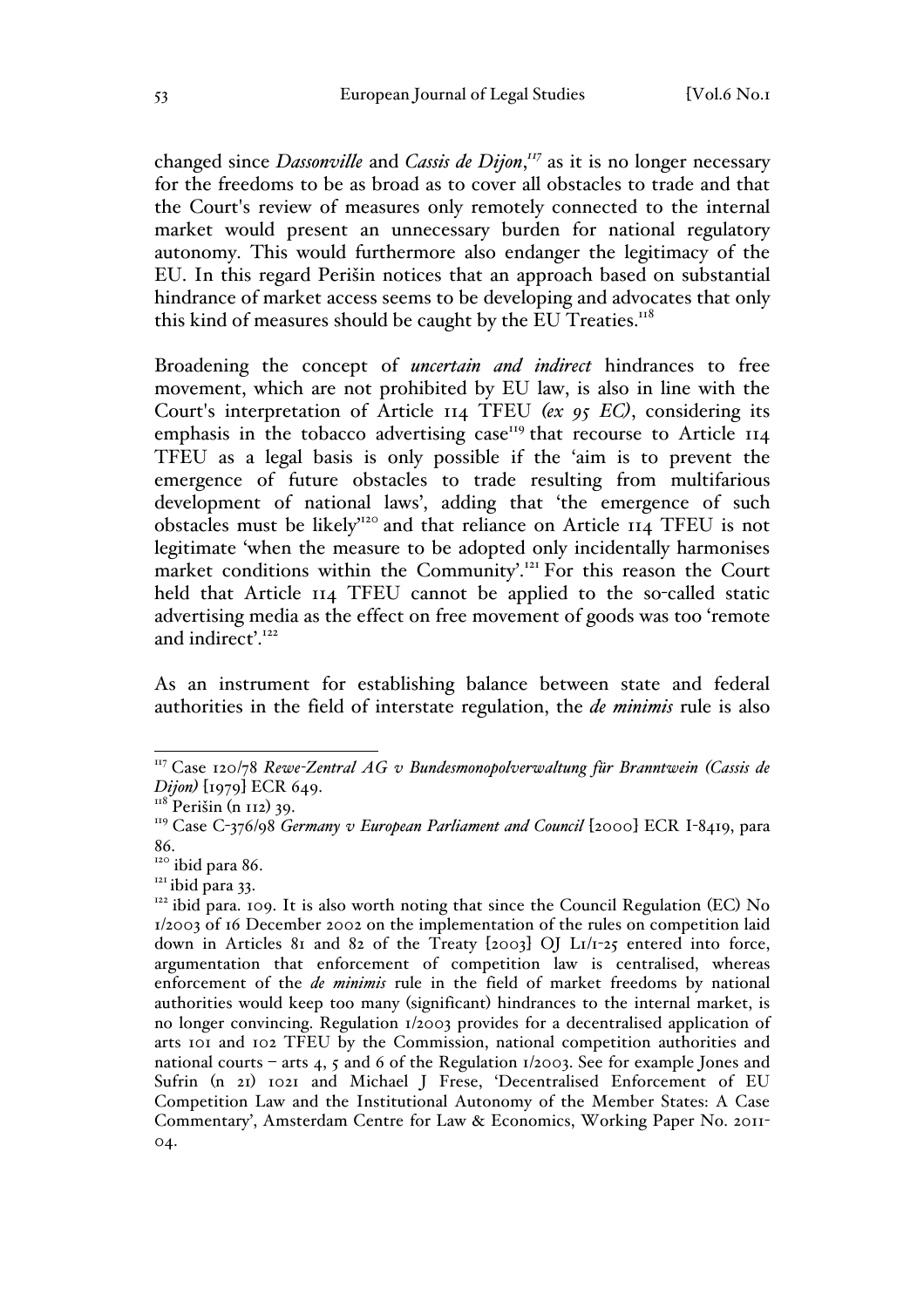changed since *Dassonville* and *Cassis de Dijon*,[117] as it is no longer necessary for the freedoms to be as broad as to cover all obstacles to trade and that the Court's review of measures only remotely connected to the internal market would present an unnecessary burden for national regulatory autonomy. This would furthermore also endanger the legitimacy of the EU. In this regard Perišin notices that an approach based on substantial hindrance of market access seems to be developing and advocates that only this kind of measures should be caught by the EU Treaties.[118]

Broadening the concept of *uncertain and indirect* hindrances to free movement, which are not prohibited by EU law, is also in line with the Court's interpretation of Article 114 TFEU *(ex 95 EC)*, considering its emphasis in the tobacco advertising case[119] that recourse to Article 114 TFEU as a legal basis is only possible if the 'aim is to prevent the emergence of future obstacles to trade resulting from multifarious development of national laws', adding that 'the emergence of such obstacles must be likely'[120] and that reliance on Article 114 TFEU is not legitimate 'when the measure to be adopted only incidentally harmonises market conditions within the Community'.[121] For this reason the Court held that Article 114 TFEU cannot be applied to the so-called static advertising media as the effect on free movement of goods was too 'remote and indirect'.[122]

As an instrument for establishing balance between state and federal authorities in the field of interstate regulation, the *de minimis* rule is also

---

[117] Case 120/78 *Rewe-Zentral AG v Bundesmonopolverwaltung für Branntwein (Cassis de Dijon)* [1979] ECR 649.

[118] Perišin (n 112) 39.

[119] Case C-376/98 *Germany v European Parliament and Council* [2000] ECR I-8419, para 86.

[120] ibid para 86.

[121] ibid para 33.

[122] ibid para. 109. It is also worth noting that since the Council Regulation (EC) No 1/2003 of 16 December 2002 on the implementation of the rules on competition laid down in Articles 81 and 82 of the Treaty [2003] OJ L1/1-25 entered into force, argumentation that enforcement of competition law is centralised, whereas enforcement of the *de minimis* rule in the field of market freedoms by national authorities would keep too many (significant) hindrances to the internal market, is no longer convincing. Regulation 1/2003 provides for a decentralised application of arts 101 and 102 TFEU by the Commission, national competition authorities and national courts – arts 4, 5 and 6 of the Regulation 1/2003. See for example Jones and Sufrin (n 21) 1021 and Michael J Frese, 'Decentralised Enforcement of EU Competition Law and the Institutional Autonomy of the Member States: A Case Commentary', Amsterdam Centre for Law & Economics, Working Paper No. 2011-04.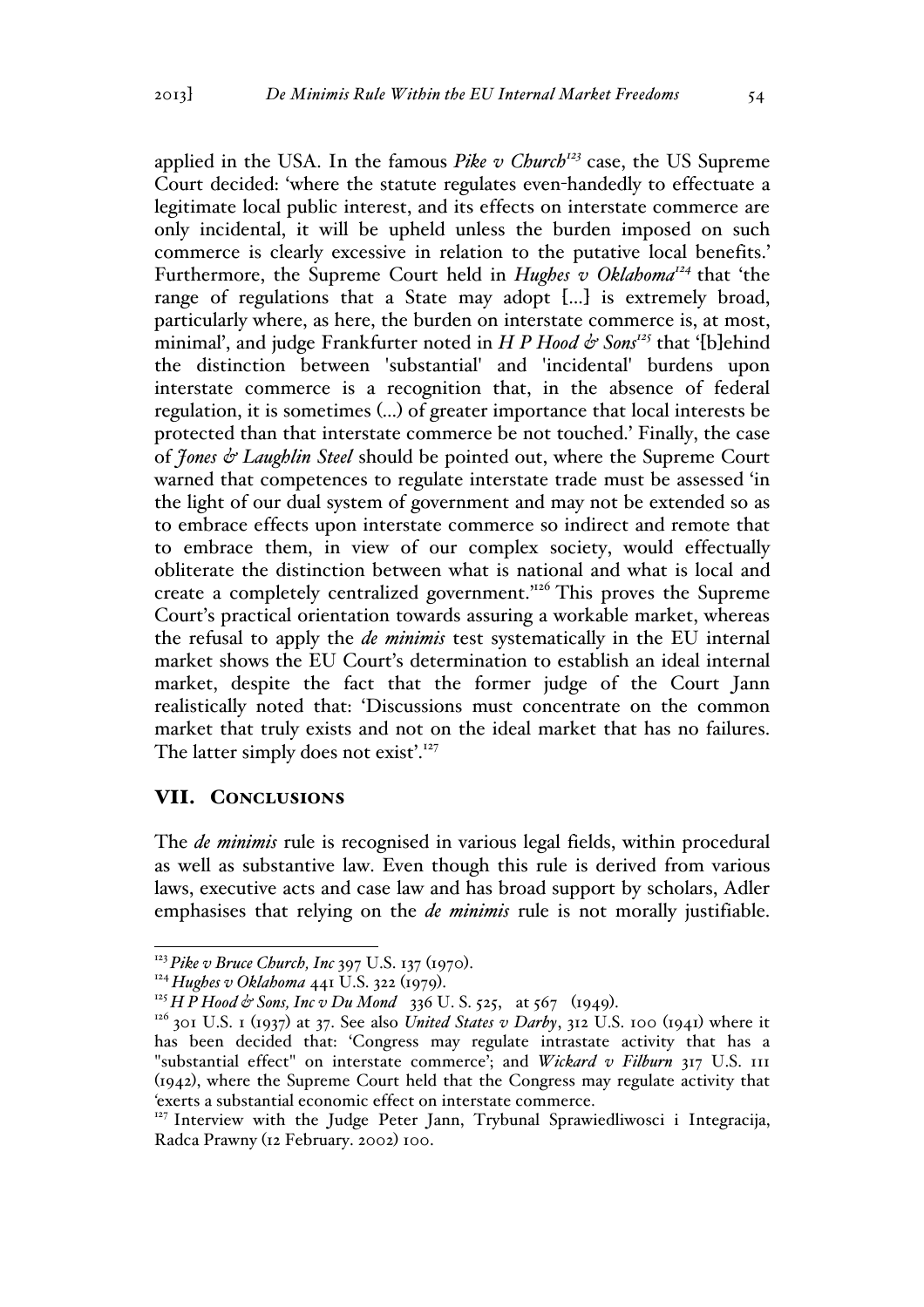applied in the USA. In the famous *Pike v Church*[123] case, the US Supreme Court decided: 'where the statute regulates even-handedly to effectuate a legitimate local public interest, and its effects on interstate commerce are only incidental, it will be upheld unless the burden imposed on such commerce is clearly excessive in relation to the putative local benefits.' Furthermore, the Supreme Court held in *Hughes v Oklahoma*[124] that 'the range of regulations that a State may adopt [...] is extremely broad, particularly where, as here, the burden on interstate commerce is, at most, minimal', and judge Frankfurter noted in *H P Hood & Sons*[125] that '[b]ehind the distinction between 'substantial' and 'incidental' burdens upon interstate commerce is a recognition that, in the absence of federal regulation, it is sometimes (...) of greater importance that local interests be protected than that interstate commerce be not touched.' Finally, the case of *Jones & Laughlin Steel* should be pointed out, where the Supreme Court warned that competences to regulate interstate trade must be assessed 'in the light of our dual system of government and may not be extended so as to embrace effects upon interstate commerce so indirect and remote that to embrace them, in view of our complex society, would effectually obliterate the distinction between what is national and what is local and create a completely centralized government."[126] This proves the Supreme Court's practical orientation towards assuring a workable market, whereas the refusal to apply the *de minimis* test systematically in the EU internal market shows the EU Court's determination to establish an ideal internal market, despite the fact that the former judge of the Court Jann realistically noted that: 'Discussions must concentrate on the common market that truly exists and not on the ideal market that has no failures. The latter simply does not exist'.[127]

## VII. Conclusions

The *de minimis* rule is recognised in various legal fields, within procedural as well as substantive law. Even though this rule is derived from various laws, executive acts and case law and has broad support by scholars, Adler emphasises that relying on the *de minimis* rule is not morally justifiable.

---

[123] *Pike v Bruce Church, Inc* 397 U.S. 137 (1970).

[124] *Hughes v Oklahoma* 441 U.S. 322 (1979).

[125] *H P Hood & Sons, Inc v Du Mond* 336 U. S. 525, at 567 (1949).

[126] 301 U.S. 1 (1937) at 37. See also *United States v Darby*, 312 U.S. 100 (1941) where it has been decided that: 'Congress may regulate intrastate activity that has a "substantial effect" on interstate commerce'; and *Wickard v Filburn* 317 U.S. 111 (1942), where the Supreme Court held that the Congress may regulate activity that 'exerts a substantial economic effect on interstate commerce.

[127] Interview with the Judge Peter Jann, Trybunal Sprawiedliwosci i Integracija, Radca Prawny (12 February. 2002) 100.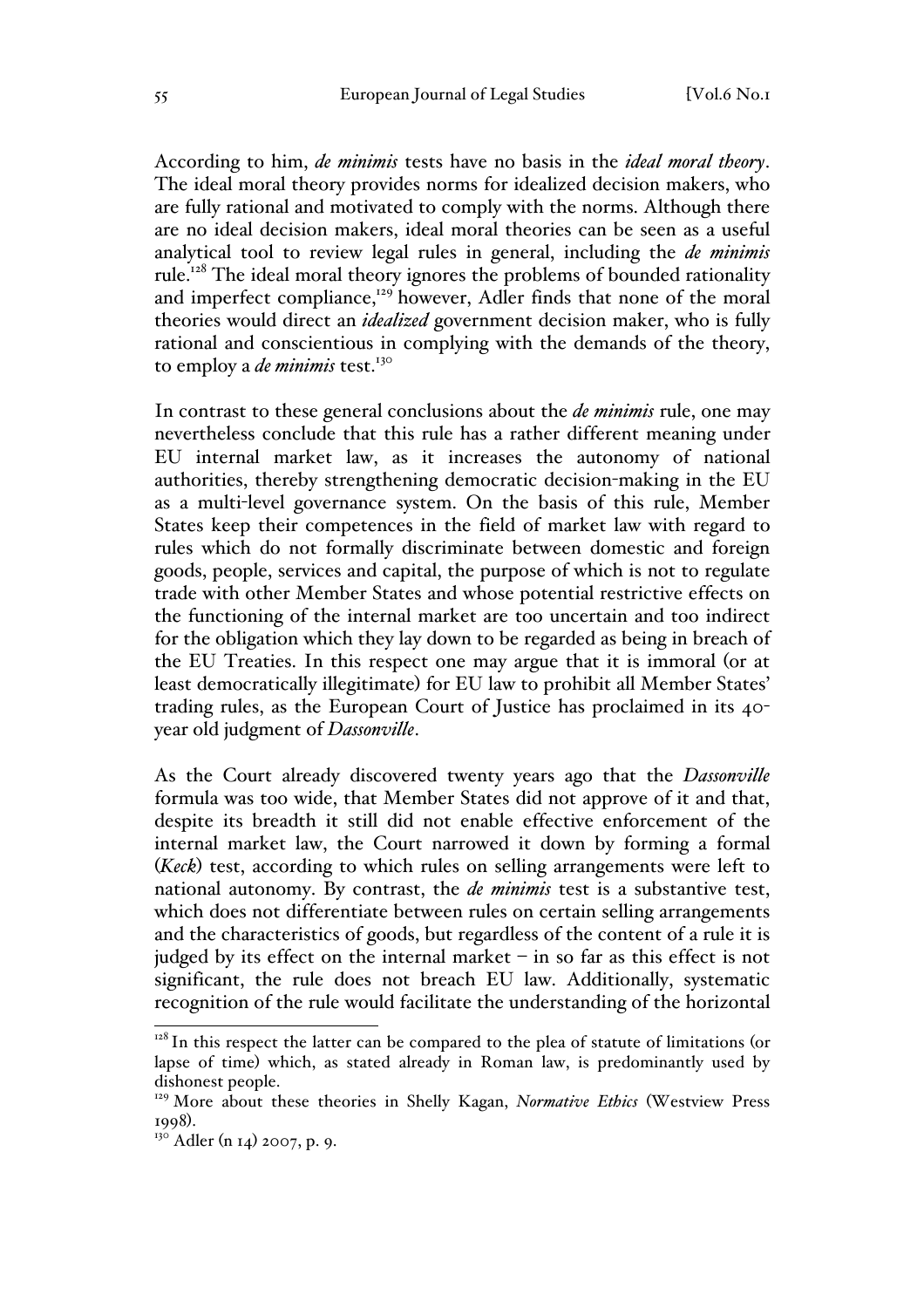According to him, *de minimis* tests have no basis in the *ideal moral theory*. The ideal moral theory provides norms for idealized decision makers, who are fully rational and motivated to comply with the norms. Although there are no ideal decision makers, ideal moral theories can be seen as a useful analytical tool to review legal rules in general, including the *de minimis* rule.[128] The ideal moral theory ignores the problems of bounded rationality and imperfect compliance,[129] however, Adler finds that none of the moral theories would direct an *idealized* government decision maker, who is fully rational and conscientious in complying with the demands of the theory, to employ a *de minimis* test.[130]

In contrast to these general conclusions about the *de minimis* rule, one may nevertheless conclude that this rule has a rather different meaning under EU internal market law, as it increases the autonomy of national authorities, thereby strengthening democratic decision-making in the EU as a multi-level governance system. On the basis of this rule, Member States keep their competences in the field of market law with regard to rules which do not formally discriminate between domestic and foreign goods, people, services and capital, the purpose of which is not to regulate trade with other Member States and whose potential restrictive effects on the functioning of the internal market are too uncertain and too indirect for the obligation which they lay down to be regarded as being in breach of the EU Treaties. In this respect one may argue that it is immoral (or at least democratically illegitimate) for EU law to prohibit all Member States' trading rules, as the European Court of Justice has proclaimed in its 40-year old judgment of *Dassonville*.

As the Court already discovered twenty years ago that the *Dassonville* formula was too wide, that Member States did not approve of it and that, despite its breadth it still did not enable effective enforcement of the internal market law, the Court narrowed it down by forming a formal (*Keck*) test, according to which rules on selling arrangements were left to national autonomy. By contrast, the *de minimis* test is a substantive test, which does not differentiate between rules on certain selling arrangements and the characteristics of goods, but regardless of the content of a rule it is judged by its effect on the internal market – in so far as this effect is not significant, the rule does not breach EU law. Additionally, systematic recognition of the rule would facilitate the understanding of the horizontal

---

[128] In this respect the latter can be compared to the plea of statute of limitations (or lapse of time) which, as stated already in Roman law, is predominantly used by dishonest people.

[129] More about these theories in Shelly Kagan, *Normative Ethics* (Westview Press 1998).

[130] Adler (n 14) 2007, p. 9.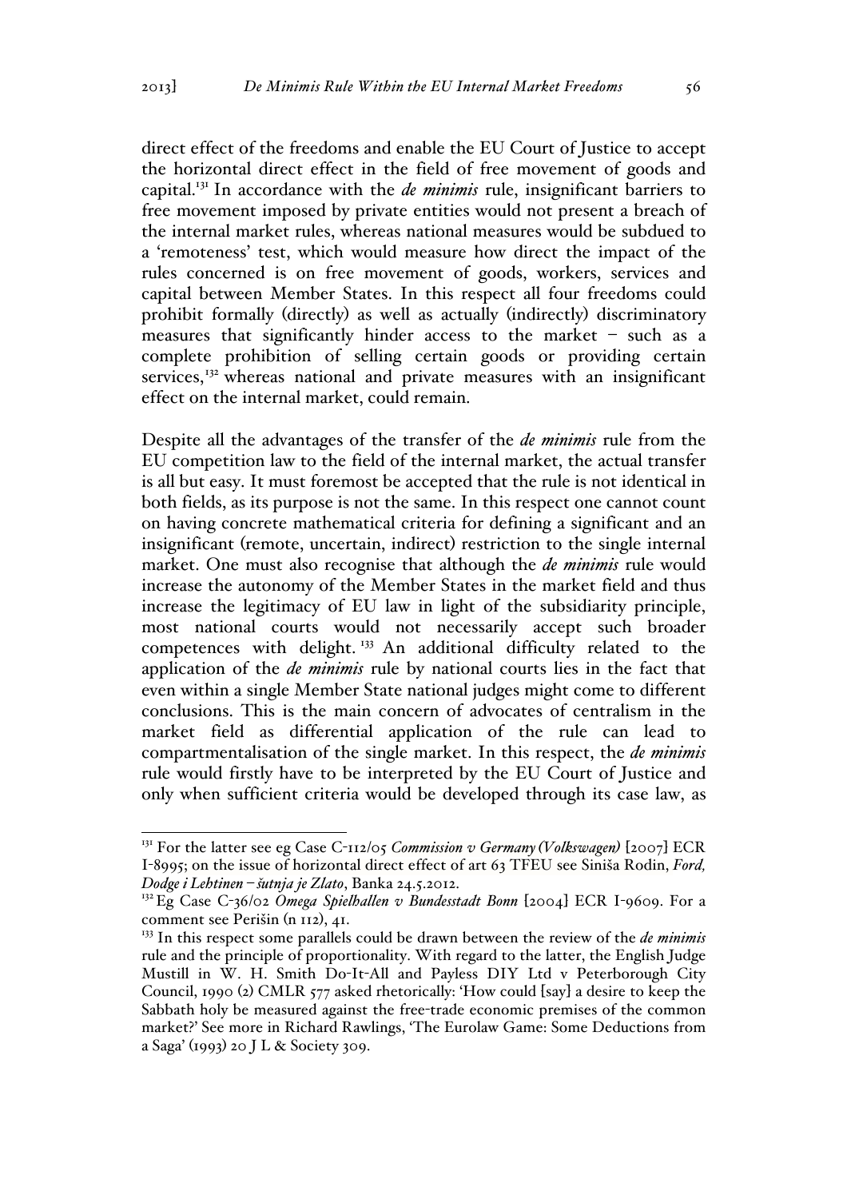direct effect of the freedoms and enable the EU Court of Justice to accept the horizontal direct effect in the field of free movement of goods and capital.[131] In accordance with the *de minimis* rule, insignificant barriers to free movement imposed by private entities would not present a breach of the internal market rules, whereas national measures would be subdued to a 'remoteness' test, which would measure how direct the impact of the rules concerned is on free movement of goods, workers, services and capital between Member States. In this respect all four freedoms could prohibit formally (directly) as well as actually (indirectly) discriminatory measures that significantly hinder access to the market – such as a complete prohibition of selling certain goods or providing certain services,[132] whereas national and private measures with an insignificant effect on the internal market, could remain.

Despite all the advantages of the transfer of the *de minimis* rule from the EU competition law to the field of the internal market, the actual transfer is all but easy. It must foremost be accepted that the rule is not identical in both fields, as its purpose is not the same. In this respect one cannot count on having concrete mathematical criteria for defining a significant and an insignificant (remote, uncertain, indirect) restriction to the single internal market. One must also recognise that although the *de minimis* rule would increase the autonomy of the Member States in the market field and thus increase the legitimacy of EU law in light of the subsidiarity principle, most national courts would not necessarily accept such broader competences with delight.[133] An additional difficulty related to the application of the *de minimis* rule by national courts lies in the fact that even within a single Member State national judges might come to different conclusions. This is the main concern of advocates of centralism in the market field as differential application of the rule can lead to compartmentalisation of the single market. In this respect, the *de minimis* rule would firstly have to be interpreted by the EU Court of Justice and only when sufficient criteria would be developed through its case law, as

---

[131] For the latter see eg Case C-112/05 *Commission v Germany (Volkswagen)* [2007] ECR I-8995; on the issue of horizontal direct effect of art 63 TFEU see Siniša Rodin, *Ford, Dodge i Lehtinen – šutnja je Zlato*, Banka 24.5.2012.

[132] Eg Case C-36/02 *Omega Spielhallen v Bundesstadt Bonn* [2004] ECR I-9609. For a comment see Perišin (n 112), 41.

[133] In this respect some parallels could be drawn between the review of the *de minimis* rule and the principle of proportionality. With regard to the latter, the English Judge Mustill in W. H. Smith Do-It-All and Payless DIY Ltd v Peterborough City Council, 1990 (2) CMLR 577 asked rhetorically: 'How could [say] a desire to keep the Sabbath holy be measured against the free-trade economic premises of the common market?' See more in Richard Rawlings, 'The Eurolaw Game: Some Deductions from a Saga' (1993) 20 J L & Society 309.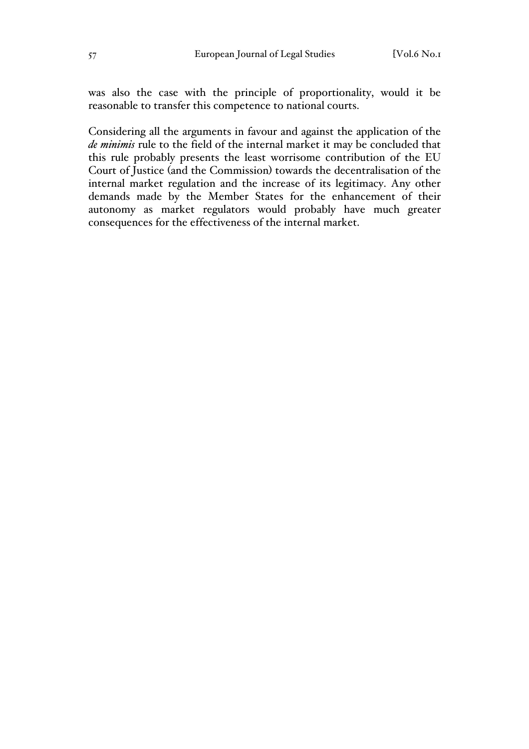was also the case with the principle of proportionality, would it be reasonable to transfer this competence to national courts.

Considering all the arguments in favour and against the application of the *de minimis* rule to the field of the internal market it may be concluded that this rule probably presents the least worrisome contribution of the EU Court of Justice (and the Commission) towards the decentralisation of the internal market regulation and the increase of its legitimacy. Any other demands made by the Member States for the enhancement of their autonomy as market regulators would probably have much greater consequences for the effectiveness of the internal market.